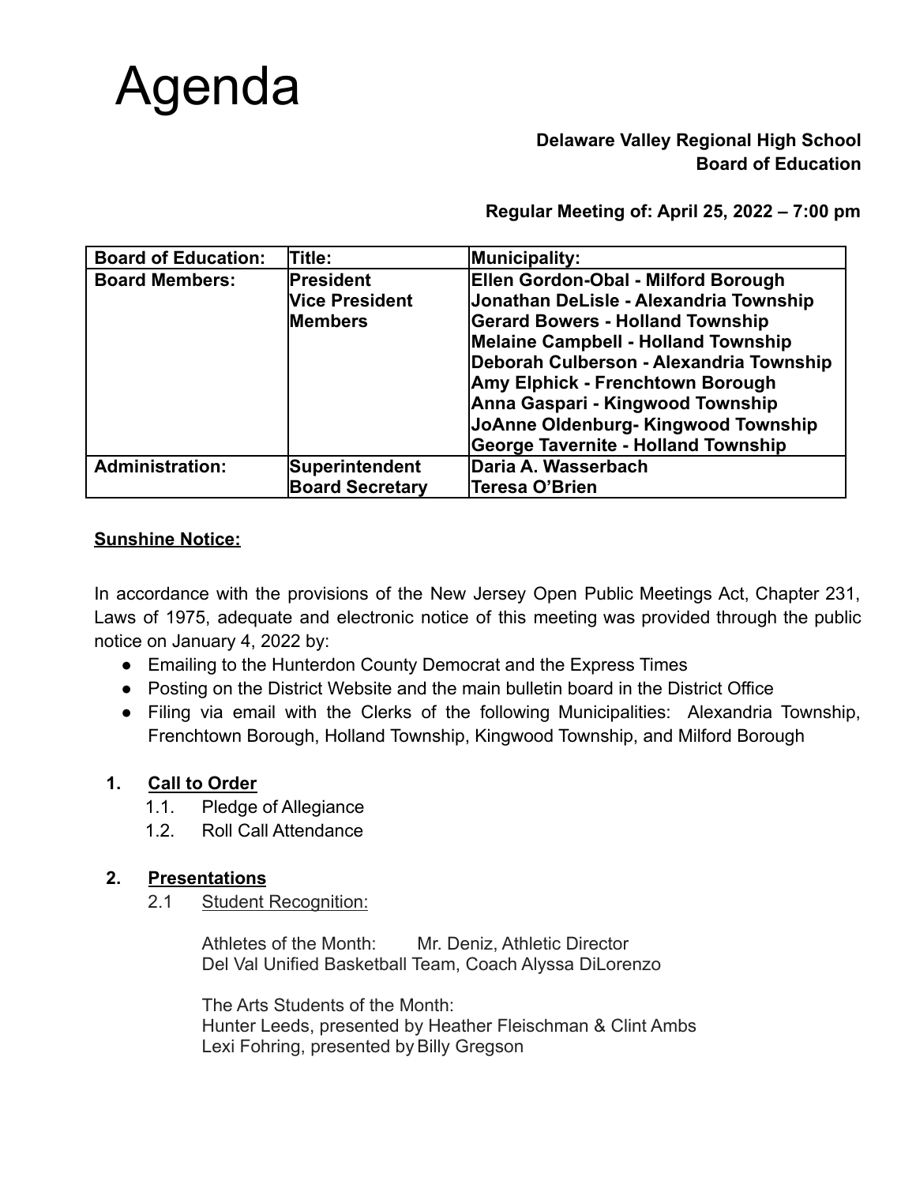# Agenda

**Delaware Valley Regional High School**
**Board of Education**

**Regular Meeting of: April 25, 2022 – 7:00 pm**

| Board of Education: | Title: | Municipality: |
|---|---|---|
| **Board Members:** | **President**<br>**Vice President**<br>**Members** | **Ellen Gordon-Obal - Milford Borough**<br>**Jonathan DeLisle - Alexandria Township**<br>**Gerard Bowers - Holland Township**<br>**Melaine Campbell - Holland Township**<br>**Deborah Culberson - Alexandria Township**<br>**Amy Elphick - Frenchtown Borough**<br>**Anna Gaspari - Kingwood Township**<br>**JoAnne Oldenburg- Kingwood Township**<br>**George Tavernite - Holland Township** |
| **Administration:** | **Superintendent**<br>**Board Secretary** | **Daria A. Wasserbach**<br>**Teresa O'Brien** |

**Sunshine Notice:**

In accordance with the provisions of the New Jersey Open Public Meetings Act, Chapter 231, Laws of 1975, adequate and electronic notice of this meeting was provided through the public notice on January 4, 2022 by:

- Emailing to the Hunterdon County Democrat and the Express Times
- Posting on the District Website and the main bulletin board in the District Office
- Filing via email with the Clerks of the following Municipalities: Alexandria Township, Frenchtown Borough, Holland Township, Kingwood Township, and Milford Borough

## 1. Call to Order

1.1. Pledge of Allegiance
1.2. Roll Call Attendance

## 2. Presentations

2.1 Student Recognition:

Athletes of the Month: Mr. Deniz, Athletic Director
Del Val Unified Basketball Team, Coach Alyssa DiLorenzo

The Arts Students of the Month:
Hunter Leeds, presented by Heather Fleischman & Clint Ambs
Lexi Fohring, presented by Billy Gregson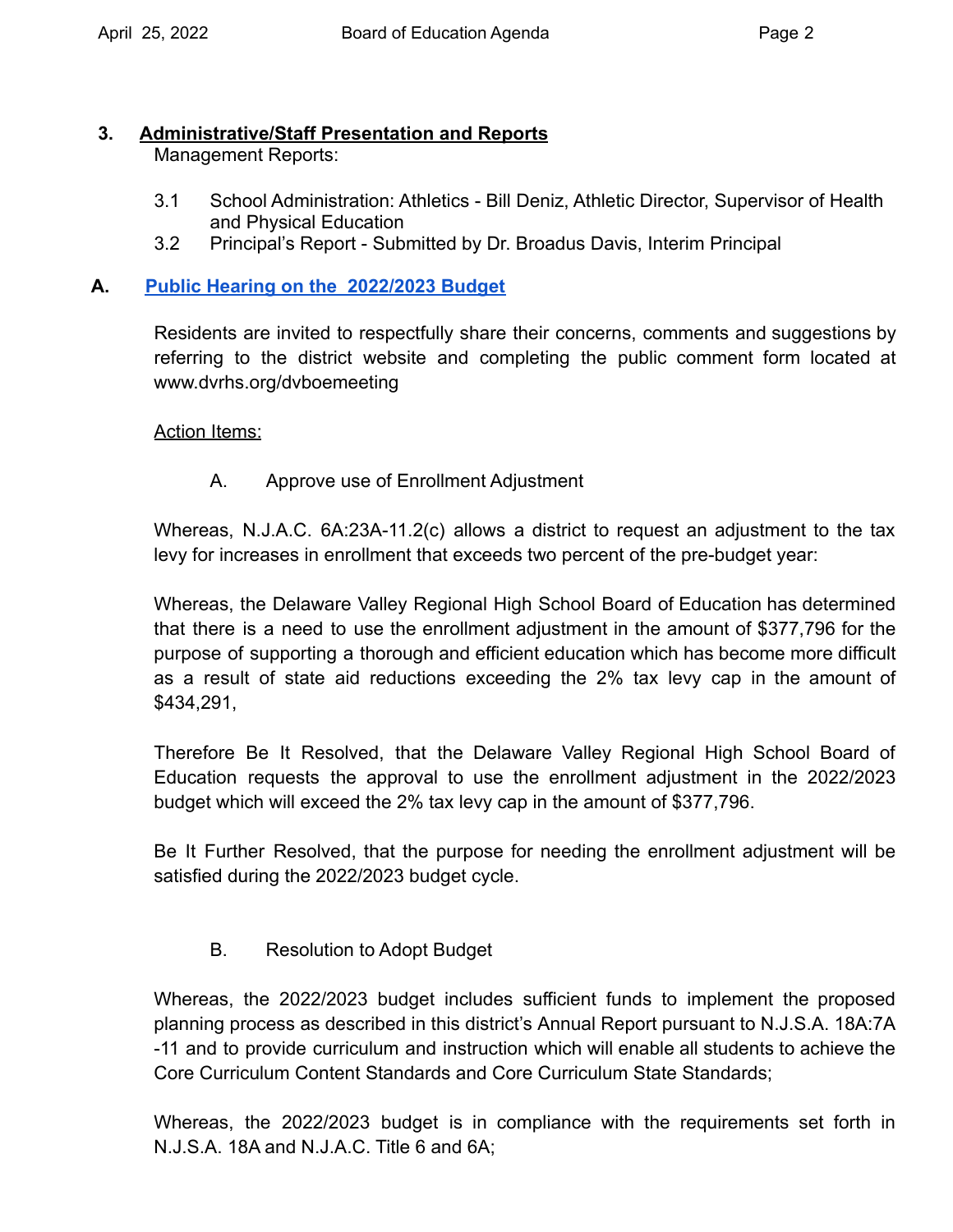## 3. Administrative/Staff Presentation and Reports

Management Reports:

3.1 School Administration: Athletics - Bill Deniz, Athletic Director, Supervisor of Health and Physical Education
3.2 Principal's Report - Submitted by Dr. Broadus Davis, Interim Principal

## A. Public Hearing on the 2022/2023 Budget

Residents are invited to respectfully share their concerns, comments and suggestions by referring to the district website and completing the public comment form located at www.dvrhs.org/dvboemeeting

Action Items:

A. Approve use of Enrollment Adjustment

Whereas, N.J.A.C. 6A:23A-11.2(c) allows a district to request an adjustment to the tax levy for increases in enrollment that exceeds two percent of the pre-budget year:

Whereas, the Delaware Valley Regional High School Board of Education has determined that there is a need to use the enrollment adjustment in the amount of $377,796 for the purpose of supporting a thorough and efficient education which has become more difficult as a result of state aid reductions exceeding the 2% tax levy cap in the amount of $434,291,

Therefore Be It Resolved, that the Delaware Valley Regional High School Board of Education requests the approval to use the enrollment adjustment in the 2022/2023 budget which will exceed the 2% tax levy cap in the amount of $377,796.

Be It Further Resolved, that the purpose for needing the enrollment adjustment will be satisfied during the 2022/2023 budget cycle.

B. Resolution to Adopt Budget

Whereas, the 2022/2023 budget includes sufficient funds to implement the proposed planning process as described in this district's Annual Report pursuant to N.J.S.A. 18A:7A -11 and to provide curriculum and instruction which will enable all students to achieve the Core Curriculum Content Standards and Core Curriculum State Standards;

Whereas, the 2022/2023 budget is in compliance with the requirements set forth in N.J.S.A. 18A and N.J.A.C. Title 6 and 6A;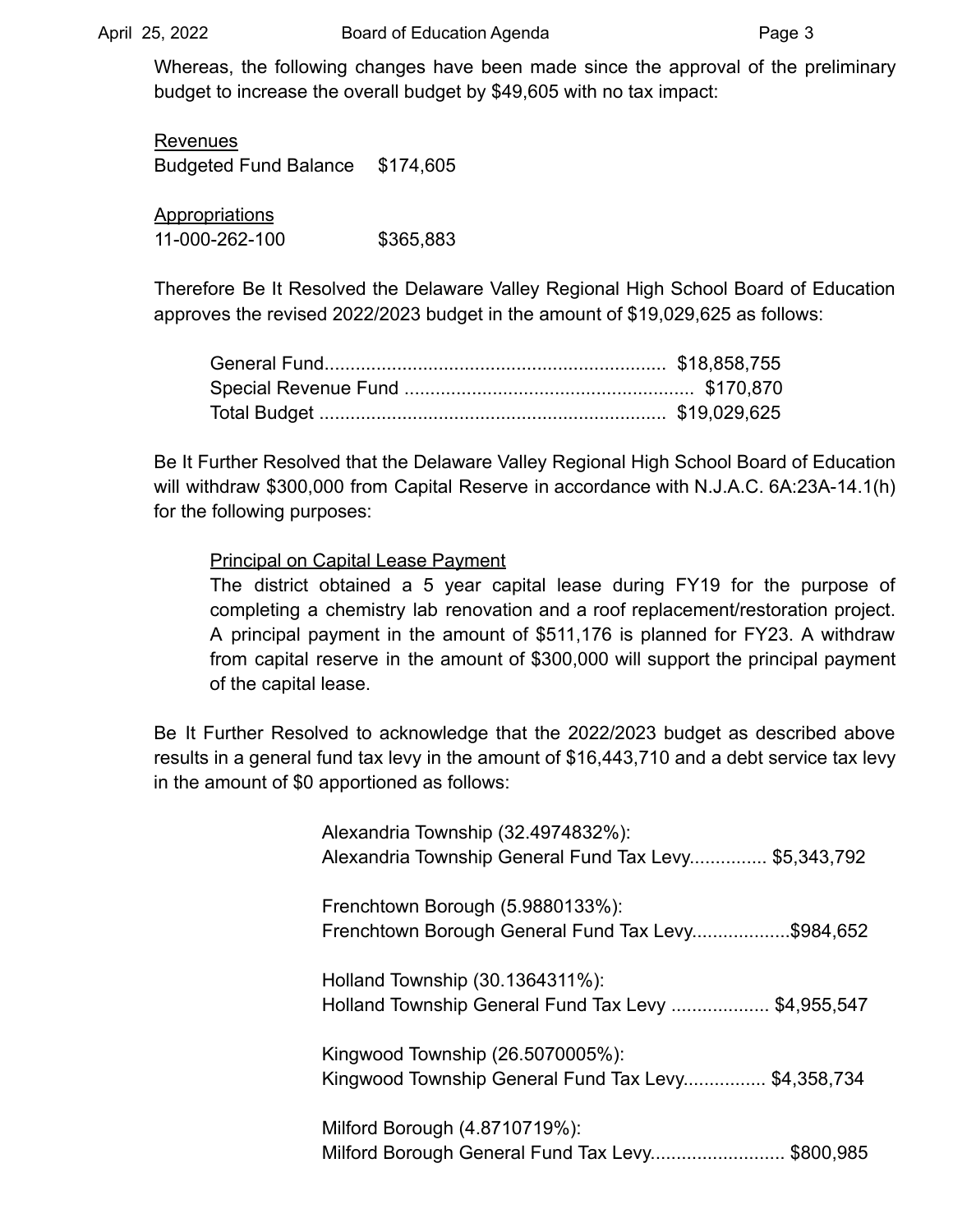Whereas, the following changes have been made since the approval of the preliminary budget to increase the overall budget by $49,605 with no tax impact:

Revenues

Budgeted Fund Balance $174,605

Appropriations

11-000-262-100 $365,883

Therefore Be It Resolved the Delaware Valley Regional High School Board of Education approves the revised 2022/2023 budget in the amount of $19,029,625 as follows:

| | |
|---|---|
| General Fund | $18,858,755 |
| Special Revenue Fund | $170,870 |
| Total Budget | $19,029,625 |

Be It Further Resolved that the Delaware Valley Regional High School Board of Education will withdraw $300,000 from Capital Reserve in accordance with N.J.A.C. 6A:23A-14.1(h) for the following purposes:

Principal on Capital Lease Payment

The district obtained a 5 year capital lease during FY19 for the purpose of completing a chemistry lab renovation and a roof replacement/restoration project. A principal payment in the amount of $511,176 is planned for FY23. A withdraw from capital reserve in the amount of $300,000 will support the principal payment of the capital lease.

Be It Further Resolved to acknowledge that the 2022/2023 budget as described above results in a general fund tax levy in the amount of $16,443,710 and a debt service tax levy in the amount of $0 apportioned as follows:

Alexandria Township (32.4974832%):
Alexandria Township General Fund Tax Levy............... $5,343,792

Frenchtown Borough (5.9880133%):
Frenchtown Borough General Fund Tax Levy..................$984,652

Holland Township (30.1364311%):
Holland Township General Fund Tax Levy .................. $4,955,547

Kingwood Township (26.5070005%):
Kingwood Township General Fund Tax Levy................ $4,358,734

Milford Borough (4.8710719%):
Milford Borough General Fund Tax Levy.......................... $800,985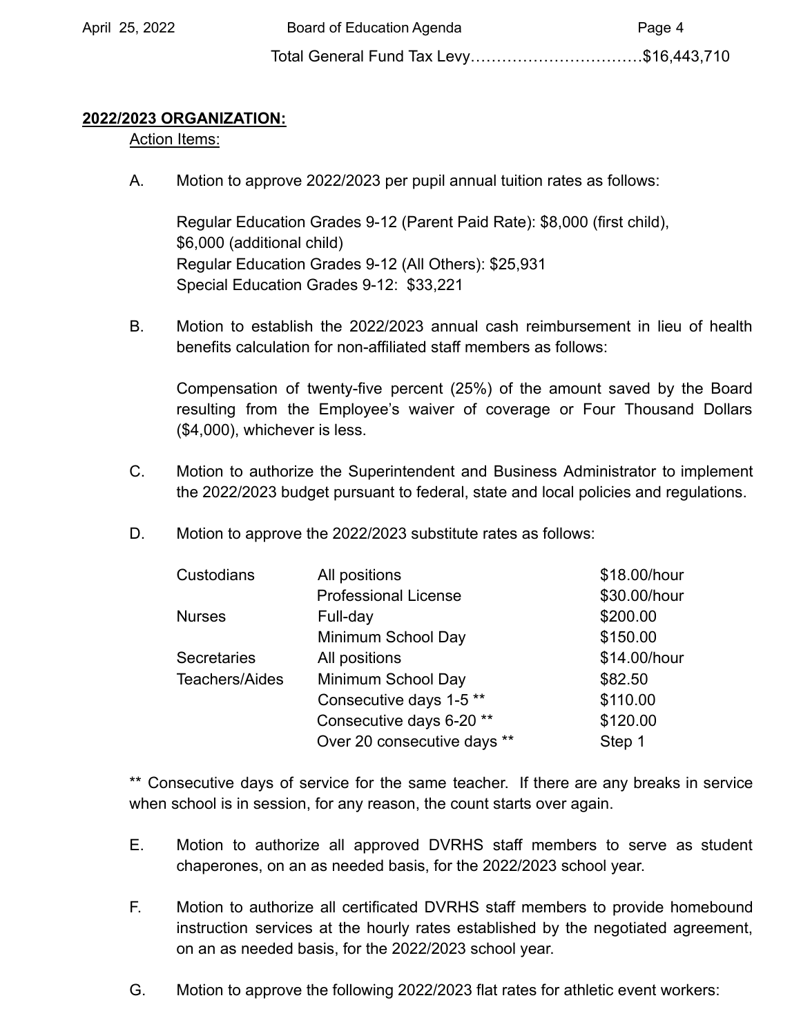Total General Fund Tax Levy……………………………$16,443,710

**2022/2023 ORGANIZATION:**

Action Items:

A. Motion to approve 2022/2023 per pupil annual tuition rates as follows:

   Regular Education Grades 9-12 (Parent Paid Rate): $8,000 (first child), $6,000 (additional child)
   Regular Education Grades 9-12 (All Others): $25,931
   Special Education Grades 9-12: $33,221

B. Motion to establish the 2022/2023 annual cash reimbursement in lieu of health benefits calculation for non-affiliated staff members as follows:

   Compensation of twenty-five percent (25%) of the amount saved by the Board resulting from the Employee's waiver of coverage or Four Thousand Dollars ($4,000), whichever is less.

C. Motion to authorize the Superintendent and Business Administrator to implement the 2022/2023 budget pursuant to federal, state and local policies and regulations.

D. Motion to approve the 2022/2023 substitute rates as follows:

| | | |
|---|---|---|
| Custodians | All positions | $18.00/hour |
| | Professional License | $30.00/hour |
| Nurses | Full-day | $200.00 |
| | Minimum School Day | $150.00 |
| Secretaries | All positions | $14.00/hour |
| Teachers/Aides | Minimum School Day | $82.50 |
| | Consecutive days 1-5 ** | $110.00 |
| | Consecutive days 6-20 ** | $120.00 |
| | Over 20 consecutive days ** | Step 1 |

** Consecutive days of service for the same teacher. If there are any breaks in service when school is in session, for any reason, the count starts over again.

E. Motion to authorize all approved DVRHS staff members to serve as student chaperones, on an as needed basis, for the 2022/2023 school year.

F. Motion to authorize all certificated DVRHS staff members to provide homebound instruction services at the hourly rates established by the negotiated agreement, on an as needed basis, for the 2022/2023 school year.

G. Motion to approve the following 2022/2023 flat rates for athletic event workers: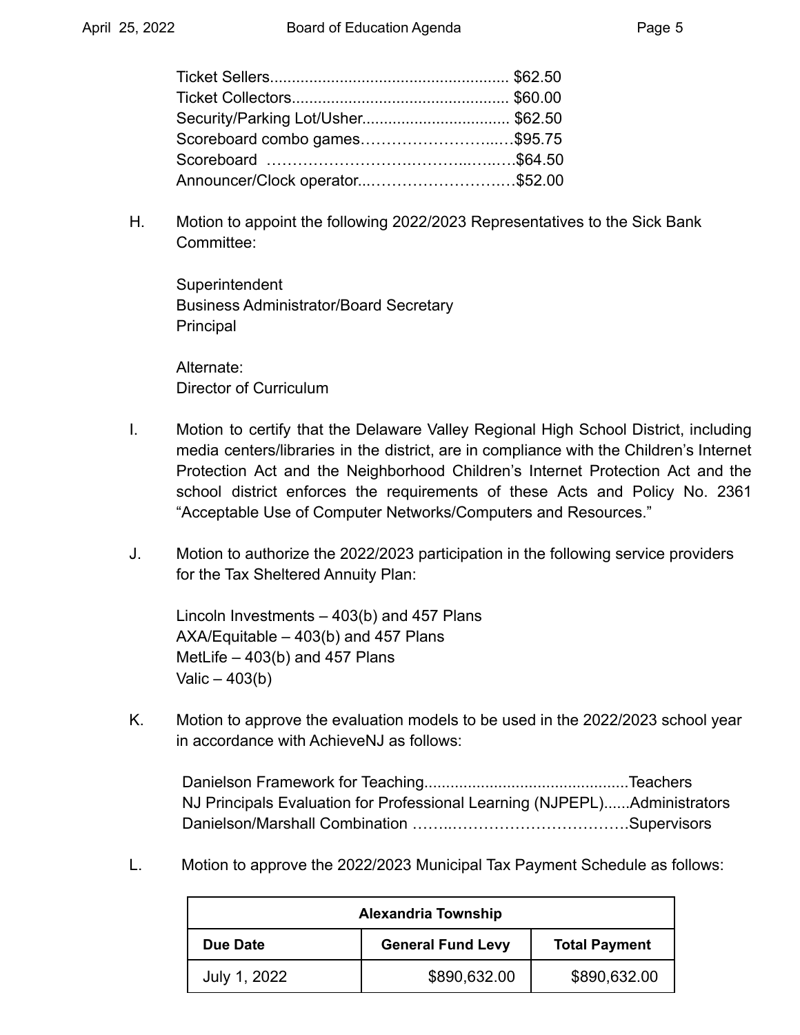Ticket Sellers....................................................... $62.50
Ticket Collectors................................................. $60.00
Security/Parking Lot/Usher................................. $62.50
Scoreboard combo games……………………..….$95.75
Scoreboard ……………………….………..…..….$64.50
Announcer/Clock operator..……………………….$52.00

H. Motion to appoint the following 2022/2023 Representatives to the Sick Bank Committee:

Superintendent
Business Administrator/Board Secretary
Principal

Alternate:
Director of Curriculum

I. Motion to certify that the Delaware Valley Regional High School District, including media centers/libraries in the district, are in compliance with the Children's Internet Protection Act and the Neighborhood Children's Internet Protection Act and the school district enforces the requirements of these Acts and Policy No. 2361 "Acceptable Use of Computer Networks/Computers and Resources."

J. Motion to authorize the 2022/2023 participation in the following service providers for the Tax Sheltered Annuity Plan:

Lincoln Investments – 403(b) and 457 Plans
AXA/Equitable – 403(b) and 457 Plans
MetLife – 403(b) and 457 Plans
Valic – 403(b)

K. Motion to approve the evaluation models to be used in the 2022/2023 school year in accordance with AchieveNJ as follows:

Danielson Framework for Teaching...............................................Teachers
NJ Principals Evaluation for Professional Learning (NJPEPL)......Administrators
Danielson/Marshall Combination ……..…………………………….Supervisors

L. Motion to approve the 2022/2023 Municipal Tax Payment Schedule as follows:

| **Alexandria Township** | | |
|---|---|---|
| **Due Date** | **General Fund Levy** | **Total Payment** |
| July 1, 2022 | $890,632.00 | $890,632.00 |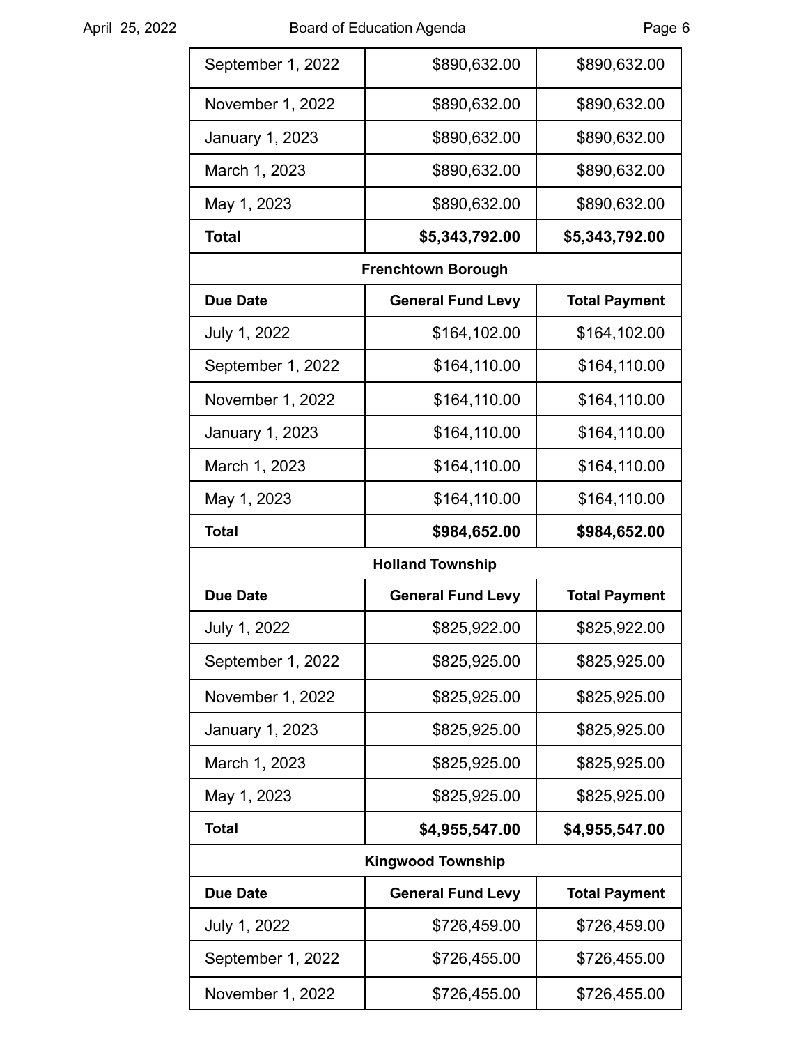| | | |
|---|---:|---:|
| September 1, 2022 | $890,632.00 | $890,632.00 |
| November 1, 2022 | $890,632.00 | $890,632.00 |
| January 1, 2023 | $890,632.00 | $890,632.00 |
| March 1, 2023 | $890,632.00 | $890,632.00 |
| May 1, 2023 | $890,632.00 | $890,632.00 |
| **Total** | **$5,343,792.00** | **$5,343,792.00** |

| **Frenchtown Borough** | | |
|---|---:|---:|
| **Due Date** | **General Fund Levy** | **Total Payment** |
| July 1, 2022 | $164,102.00 | $164,102.00 |
| September 1, 2022 | $164,110.00 | $164,110.00 |
| November 1, 2022 | $164,110.00 | $164,110.00 |
| January 1, 2023 | $164,110.00 | $164,110.00 |
| March 1, 2023 | $164,110.00 | $164,110.00 |
| May 1, 2023 | $164,110.00 | $164,110.00 |
| **Total** | **$984,652.00** | **$984,652.00** |

| **Holland Township** | | |
|---|---:|---:|
| **Due Date** | **General Fund Levy** | **Total Payment** |
| July 1, 2022 | $825,922.00 | $825,922.00 |
| September 1, 2022 | $825,925.00 | $825,925.00 |
| November 1, 2022 | $825,925.00 | $825,925.00 |
| January 1, 2023 | $825,925.00 | $825,925.00 |
| March 1, 2023 | $825,925.00 | $825,925.00 |
| May 1, 2023 | $825,925.00 | $825,925.00 |
| **Total** | **$4,955,547.00** | **$4,955,547.00** |

| **Kingwood Township** | | |
|---|---:|---:|
| **Due Date** | **General Fund Levy** | **Total Payment** |
| July 1, 2022 | $726,459.00 | $726,459.00 |
| September 1, 2022 | $726,455.00 | $726,455.00 |
| November 1, 2022 | $726,455.00 | $726,455.00 |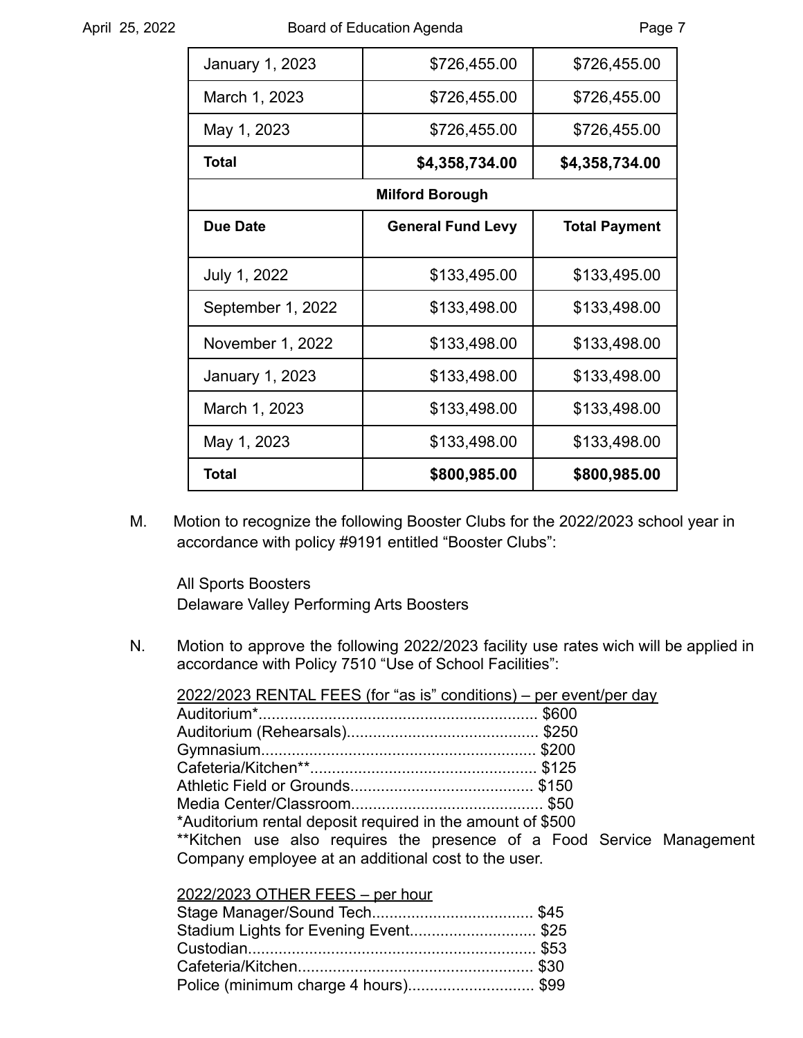| | | |
|---|---|---|
| January 1, 2023 | $726,455.00 | $726,455.00 |
| March 1, 2023 | $726,455.00 | $726,455.00 |
| May 1, 2023 | $726,455.00 | $726,455.00 |
| **Total** | **$4,358,734.00** | **$4,358,734.00** |
| | **Milford Borough** | |
| **Due Date** | **General Fund Levy** | **Total Payment** |
| July 1, 2022 | $133,495.00 | $133,495.00 |
| September 1, 2022 | $133,498.00 | $133,498.00 |
| November 1, 2022 | $133,498.00 | $133,498.00 |
| January 1, 2023 | $133,498.00 | $133,498.00 |
| March 1, 2023 | $133,498.00 | $133,498.00 |
| May 1, 2023 | $133,498.00 | $133,498.00 |
| **Total** | **$800,985.00** | **$800,985.00** |

M. Motion to recognize the following Booster Clubs for the 2022/2023 school year in accordance with policy #9191 entitled “Booster Clubs”:

All Sports Boosters
Delaware Valley Performing Arts Boosters

N. Motion to approve the following 2022/2023 facility use rates wich will be applied in accordance with Policy 7510 “Use of School Facilities”:

<u>2022/2023 RENTAL FEES (for “as is” conditions) – per event/per day</u>
Auditorium*................................................................ $600
Auditorium (Rehearsals)........................................... $250
Gymnasium.............................................................. $200
Cafeteria/Kitchen**................................................... $125
Athletic Field or Grounds......................................... $150
Media Center/Classroom........................................... $50
*Auditorium rental deposit required in the amount of $500
**Kitchen use also requires the presence of a Food Service Management Company employee at an additional cost to the user.

<u>2022/2023 OTHER FEES – per hour</u>
Stage Manager/Sound Tech.................................... $45
Stadium Lights for Evening Event............................ $25
Custodian................................................................. $53
Cafeteria/Kitchen..................................................... $30
Police (minimum charge 4 hours)............................ $99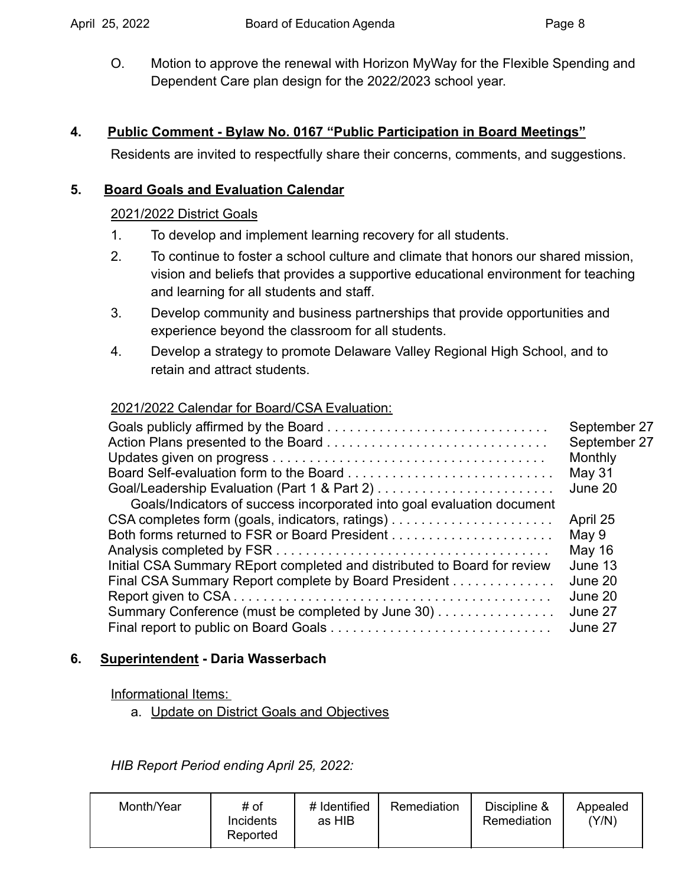O. Motion to approve the renewal with Horizon MyWay for the Flexible Spending and Dependent Care plan design for the 2022/2023 school year.

## 4. Public Comment - Bylaw No. 0167 "Public Participation in Board Meetings"

Residents are invited to respectfully share their concerns, comments, and suggestions.

## 5. Board Goals and Evaluation Calendar

2021/2022 District Goals

1. To develop and implement learning recovery for all students.
2. To continue to foster a school culture and climate that honors our shared mission, vision and beliefs that provides a supportive educational environment for teaching and learning for all students and staff.
3. Develop community and business partnerships that provide opportunities and experience beyond the classroom for all students.
4. Develop a strategy to promote Delaware Valley Regional High School, and to retain and attract students.

2021/2022 Calendar for Board/CSA Evaluation:

Goals publicly affirmed by the Board . . . . . . . . . . . . . . . . . . . . . . . . . . . . . . September 27
Action Plans presented to the Board . . . . . . . . . . . . . . . . . . . . . . . . . . . . . . September 27
Updates given on progress . . . . . . . . . . . . . . . . . . . . . . . . . . . . . . . . . . . . . Monthly
Board Self-evaluation form to the Board . . . . . . . . . . . . . . . . . . . . . . . . . . . . May 31
Goal/Leadership Evaluation (Part 1 & Part 2) . . . . . . . . . . . . . . . . . . . . . . . . June 20
Goals/Indicators of success incorporated into goal evaluation document
CSA completes form (goals, indicators, ratings) . . . . . . . . . . . . . . . . . . . . . . April 25
Both forms returned to FSR or Board President . . . . . . . . . . . . . . . . . . . . . . May 9
Analysis completed by FSR . . . . . . . . . . . . . . . . . . . . . . . . . . . . . . . . . . . . . May 16
Initial CSA Summary REport completed and distributed to Board for review June 13
Final CSA Summary Report complete by Board President . . . . . . . . . . . . . . June 20
Report given to CSA . . . . . . . . . . . . . . . . . . . . . . . . . . . . . . . . . . . . . . . . . . June 20
Summary Conference (must be completed by June 30) . . . . . . . . . . . . . . . . June 27
Final report to public on Board Goals . . . . . . . . . . . . . . . . . . . . . . . . . . . . . . June 27

## 6. Superintendent - Daria Wasserbach

Informational Items:

a. Update on District Goals and Objectives

*HIB Report Period ending April 25, 2022:*

| Month/Year | # of Incidents Reported | # Identified as HIB | Remediation | Discipline & Remediation | Appealed (Y/N) |
|---|---|---|---|---|---|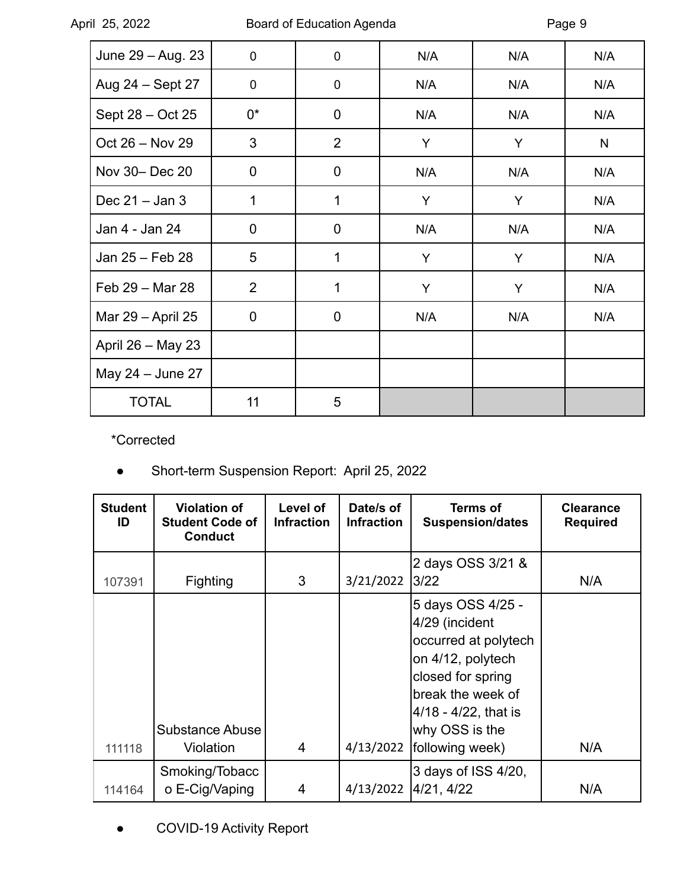| | | | | | |
|---|---|---|---|---|---|
| June 29 – Aug. 23 | 0 | 0 | N/A | N/A | N/A |
| Aug 24 – Sept 27 | 0 | 0 | N/A | N/A | N/A |
| Sept 28 – Oct 25 | 0* | 0 | N/A | N/A | N/A |
| Oct 26 – Nov 29 | 3 | 2 | Y | Y | N |
| Nov 30– Dec 20 | 0 | 0 | N/A | N/A | N/A |
| Dec 21 – Jan 3 | 1 | 1 | Y | Y | N/A |
| Jan 4 - Jan 24 | 0 | 0 | N/A | N/A | N/A |
| Jan 25 – Feb 28 | 5 | 1 | Y | Y | N/A |
| Feb 29 – Mar 28 | 2 | 1 | Y | Y | N/A |
| Mar 29 – April 25 | 0 | 0 | N/A | N/A | N/A |
| April 26 – May 23 | | | | | |
| May 24 – June 27 | | | | | |
| TOTAL | 11 | 5 | | | |

*Corrected

- Short-term Suspension Report: April 25, 2022

| Student ID | Violation of Student Code of Conduct | Level of Infraction | Date/s of Infraction | Terms of Suspension/dates | Clearance Required |
|---|---|---|---|---|---|
| 107391 | Fighting | 3 | 3/21/2022 | 2 days OSS 3/21 & 3/22 | N/A |
| 111118 | Substance Abuse Violation | 4 | 4/13/2022 | 5 days OSS 4/25 - 4/29 (incident occurred at polytech on 4/12, polytech closed for spring break the week of 4/18 - 4/22, that is why OSS is the following week) | N/A |
| 114164 | Smoking/Tobacco E-Cig/Vaping | 4 | 4/13/2022 | 3 days of ISS 4/20, 4/21, 4/22 | N/A |

- COVID-19 Activity Report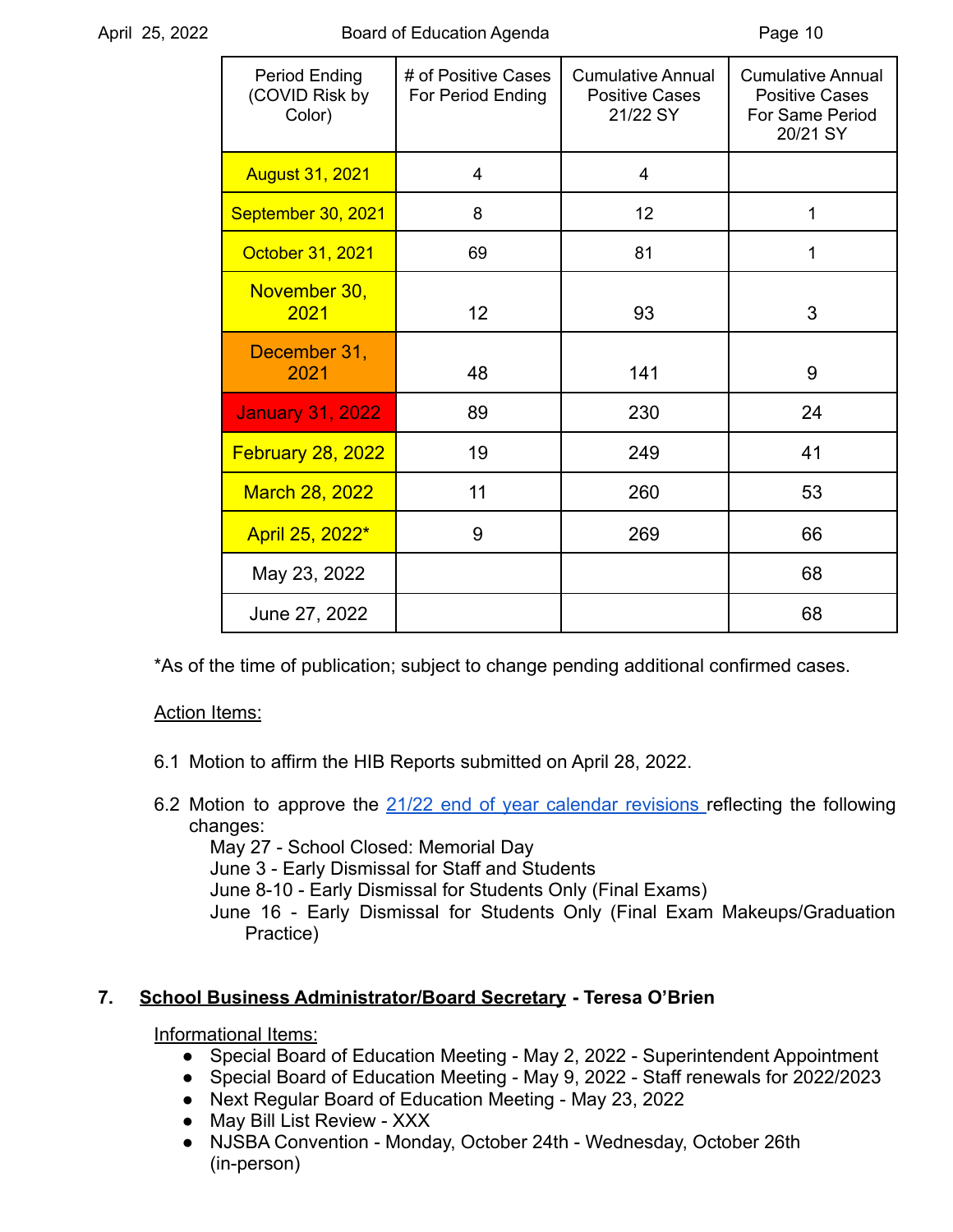| Period Ending (COVID Risk by Color) | # of Positive Cases For Period Ending | Cumulative Annual Positive Cases 21/22 SY | Cumulative Annual Positive Cases For Same Period 20/21 SY |
|---|---|---|---|
| August 31, 2021 | 4 | 4 | |
| September 30, 2021 | 8 | 12 | 1 |
| October 31, 2021 | 69 | 81 | 1 |
| November 30, 2021 | 12 | 93 | 3 |
| December 31, 2021 | 48 | 141 | 9 |
| January 31, 2022 | 89 | 230 | 24 |
| February 28, 2022 | 19 | 249 | 41 |
| March 28, 2022 | 11 | 260 | 53 |
| April 25, 2022* | 9 | 269 | 66 |
| May 23, 2022 | | | 68 |
| June 27, 2022 | | | 68 |

*As of the time of publication; subject to change pending additional confirmed cases.

Action Items:

6.1 Motion to affirm the HIB Reports submitted on April 28, 2022.

6.2 Motion to approve the 21/22 end of year calendar revisions reflecting the following changes:
- May 27 - School Closed: Memorial Day
- June 3 - Early Dismissal for Staff and Students
- June 8-10 - Early Dismissal for Students Only (Final Exams)
- June 16 - Early Dismissal for Students Only (Final Exam Makeups/Graduation Practice)

## 7. **School Business Administrator/Board Secretary - Teresa O'Brien**

Informational Items:

- Special Board of Education Meeting - May 2, 2022 - Superintendent Appointment
- Special Board of Education Meeting - May 9, 2022 - Staff renewals for 2022/2023
- Next Regular Board of Education Meeting - May 23, 2022
- May Bill List Review - XXX
- NJSBA Convention - Monday, October 24th - Wednesday, October 26th (in-person)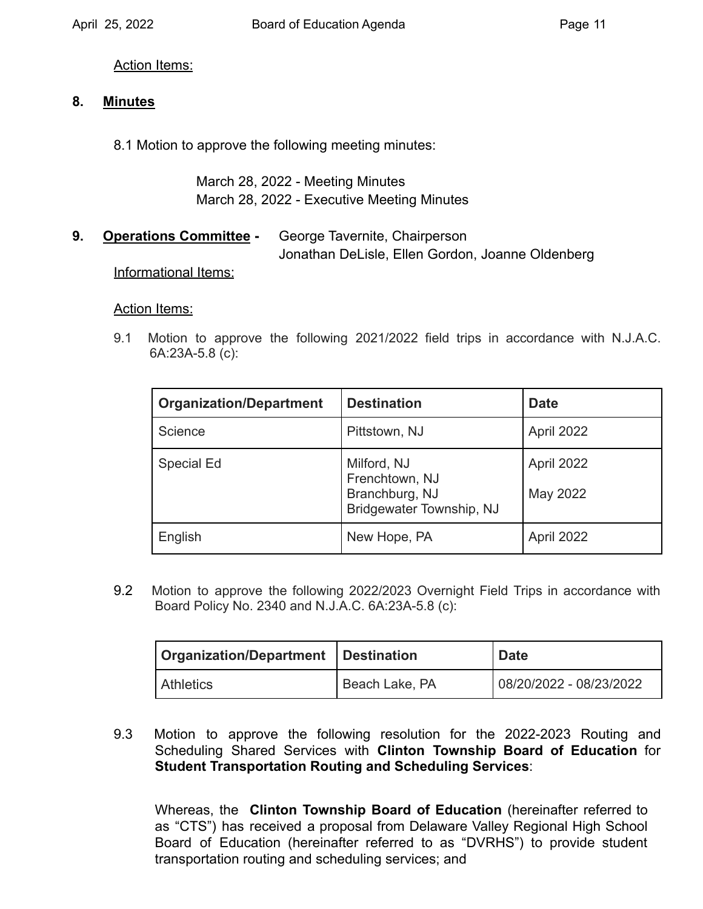Action Items:

## 8. **Minutes**

8.1 Motion to approve the following meeting minutes:

March 28, 2022 - Meeting Minutes
March 28, 2022 - Executive Meeting Minutes

## 9. **Operations Committee** - George Tavernite, Chairperson

Jonathan DeLisle, Ellen Gordon, Joanne Oldenberg

Informational Items:

Action Items:

9.1 Motion to approve the following 2021/2022 field trips in accordance with N.J.A.C. 6A:23A-5.8 (c):

| Organization/Department | Destination | Date |
|---|---|---|
| Science | Pittstown, NJ | April 2022 |
| Special Ed | Milford, NJ<br>Frenchtown, NJ<br>Branchburg, NJ<br>Bridgewater Township, NJ | April 2022<br>May 2022 |
| English | New Hope, PA | April 2022 |

9.2 Motion to approve the following 2022/2023 Overnight Field Trips in accordance with Board Policy No. 2340 and N.J.A.C. 6A:23A-5.8 (c):

| Organization/Department | Destination | Date |
|---|---|---|
| Athletics | Beach Lake, PA | 08/20/2022 - 08/23/2022 |

9.3 Motion to approve the following resolution for the 2022-2023 Routing and Scheduling Shared Services with **Clinton Township Board of Education** for **Student Transportation Routing and Scheduling Services**:

Whereas, the **Clinton Township Board of Education** (hereinafter referred to as "CTS") has received a proposal from Delaware Valley Regional High School Board of Education (hereinafter referred to as "DVRHS") to provide student transportation routing and scheduling services; and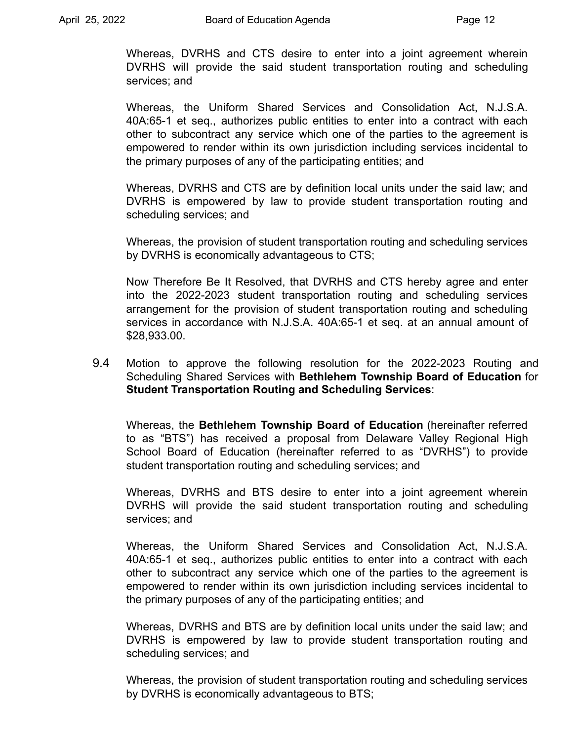Whereas, DVRHS and CTS desire to enter into a joint agreement wherein DVRHS will provide the said student transportation routing and scheduling services; and

Whereas, the Uniform Shared Services and Consolidation Act, N.J.S.A. 40A:65-1 et seq., authorizes public entities to enter into a contract with each other to subcontract any service which one of the parties to the agreement is empowered to render within its own jurisdiction including services incidental to the primary purposes of any of the participating entities; and

Whereas, DVRHS and CTS are by definition local units under the said law; and DVRHS is empowered by law to provide student transportation routing and scheduling services; and

Whereas, the provision of student transportation routing and scheduling services by DVRHS is economically advantageous to CTS;

Now Therefore Be It Resolved, that DVRHS and CTS hereby agree and enter into the 2022-2023 student transportation routing and scheduling services arrangement for the provision of student transportation routing and scheduling services in accordance with N.J.S.A. 40A:65-1 et seq. at an annual amount of $28,933.00.

9.4 Motion to approve the following resolution for the 2022-2023 Routing and Scheduling Shared Services with **Bethlehem Township Board of Education** for **Student Transportation Routing and Scheduling Services**:

Whereas, the **Bethlehem Township Board of Education** (hereinafter referred to as "BTS") has received a proposal from Delaware Valley Regional High School Board of Education (hereinafter referred to as "DVRHS") to provide student transportation routing and scheduling services; and

Whereas, DVRHS and BTS desire to enter into a joint agreement wherein DVRHS will provide the said student transportation routing and scheduling services; and

Whereas, the Uniform Shared Services and Consolidation Act, N.J.S.A. 40A:65-1 et seq., authorizes public entities to enter into a contract with each other to subcontract any service which one of the parties to the agreement is empowered to render within its own jurisdiction including services incidental to the primary purposes of any of the participating entities; and

Whereas, DVRHS and BTS are by definition local units under the said law; and DVRHS is empowered by law to provide student transportation routing and scheduling services; and

Whereas, the provision of student transportation routing and scheduling services by DVRHS is economically advantageous to BTS;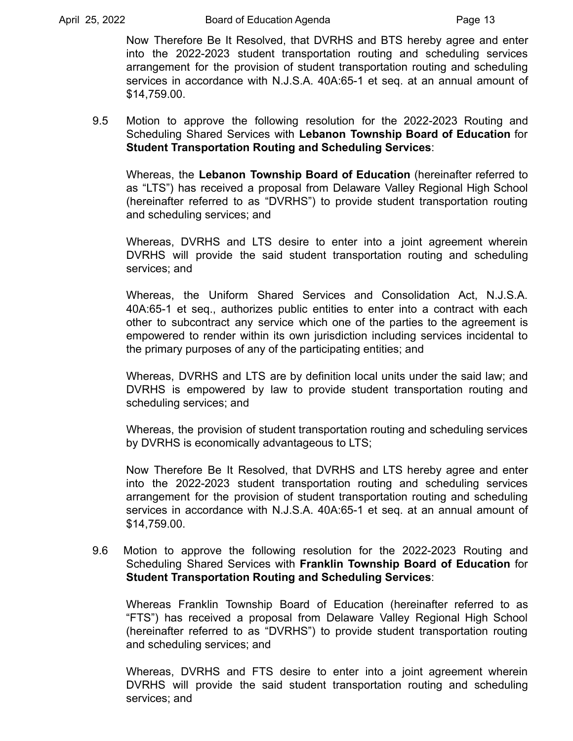Now Therefore Be It Resolved, that DVRHS and BTS hereby agree and enter into the 2022-2023 student transportation routing and scheduling services arrangement for the provision of student transportation routing and scheduling services in accordance with N.J.S.A. 40A:65-1 et seq. at an annual amount of $14,759.00.

9.5 Motion to approve the following resolution for the 2022-2023 Routing and Scheduling Shared Services with **Lebanon Township Board of Education** for **Student Transportation Routing and Scheduling Services**:

Whereas, the **Lebanon Township Board of Education** (hereinafter referred to as "LTS") has received a proposal from Delaware Valley Regional High School (hereinafter referred to as "DVRHS") to provide student transportation routing and scheduling services; and

Whereas, DVRHS and LTS desire to enter into a joint agreement wherein DVRHS will provide the said student transportation routing and scheduling services; and

Whereas, the Uniform Shared Services and Consolidation Act, N.J.S.A. 40A:65-1 et seq., authorizes public entities to enter into a contract with each other to subcontract any service which one of the parties to the agreement is empowered to render within its own jurisdiction including services incidental to the primary purposes of any of the participating entities; and

Whereas, DVRHS and LTS are by definition local units under the said law; and DVRHS is empowered by law to provide student transportation routing and scheduling services; and

Whereas, the provision of student transportation routing and scheduling services by DVRHS is economically advantageous to LTS;

Now Therefore Be It Resolved, that DVRHS and LTS hereby agree and enter into the 2022-2023 student transportation routing and scheduling services arrangement for the provision of student transportation routing and scheduling services in accordance with N.J.S.A. 40A:65-1 et seq. at an annual amount of $14,759.00.

9.6 Motion to approve the following resolution for the 2022-2023 Routing and Scheduling Shared Services with **Franklin Township Board of Education** for **Student Transportation Routing and Scheduling Services**:

Whereas Franklin Township Board of Education (hereinafter referred to as "FTS") has received a proposal from Delaware Valley Regional High School (hereinafter referred to as "DVRHS") to provide student transportation routing and scheduling services; and

Whereas, DVRHS and FTS desire to enter into a joint agreement wherein DVRHS will provide the said student transportation routing and scheduling services; and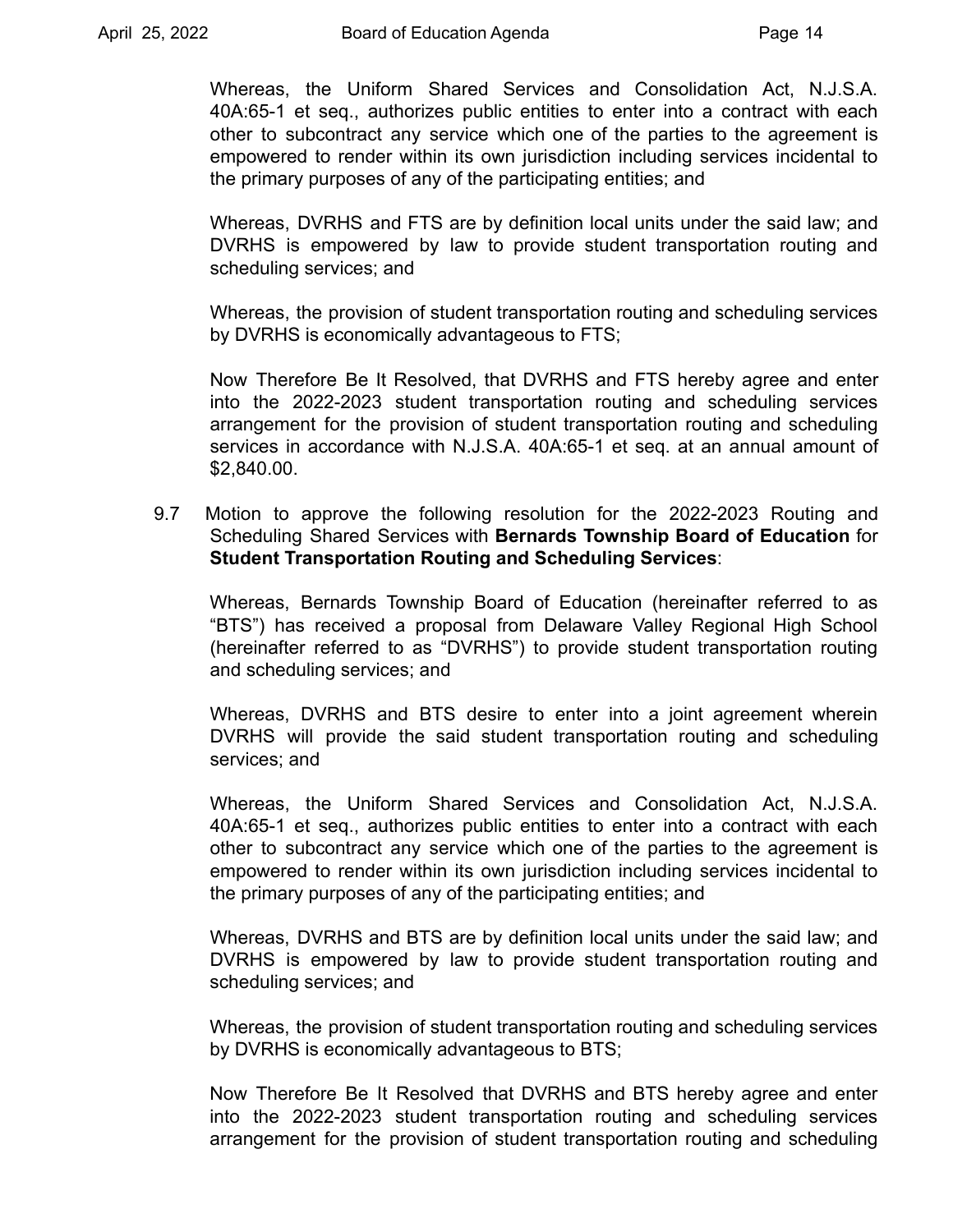Whereas, the Uniform Shared Services and Consolidation Act, N.J.S.A. 40A:65-1 et seq., authorizes public entities to enter into a contract with each other to subcontract any service which one of the parties to the agreement is empowered to render within its own jurisdiction including services incidental to the primary purposes of any of the participating entities; and

Whereas, DVRHS and FTS are by definition local units under the said law; and DVRHS is empowered by law to provide student transportation routing and scheduling services; and

Whereas, the provision of student transportation routing and scheduling services by DVRHS is economically advantageous to FTS;

Now Therefore Be It Resolved, that DVRHS and FTS hereby agree and enter into the 2022-2023 student transportation routing and scheduling services arrangement for the provision of student transportation routing and scheduling services in accordance with N.J.S.A. 40A:65-1 et seq. at an annual amount of $2,840.00.

9.7 Motion to approve the following resolution for the 2022-2023 Routing and Scheduling Shared Services with **Bernards Township Board of Education** for **Student Transportation Routing and Scheduling Services**:

Whereas, Bernards Township Board of Education (hereinafter referred to as "BTS") has received a proposal from Delaware Valley Regional High School (hereinafter referred to as "DVRHS") to provide student transportation routing and scheduling services; and

Whereas, DVRHS and BTS desire to enter into a joint agreement wherein DVRHS will provide the said student transportation routing and scheduling services; and

Whereas, the Uniform Shared Services and Consolidation Act, N.J.S.A. 40A:65-1 et seq., authorizes public entities to enter into a contract with each other to subcontract any service which one of the parties to the agreement is empowered to render within its own jurisdiction including services incidental to the primary purposes of any of the participating entities; and

Whereas, DVRHS and BTS are by definition local units under the said law; and DVRHS is empowered by law to provide student transportation routing and scheduling services; and

Whereas, the provision of student transportation routing and scheduling services by DVRHS is economically advantageous to BTS;

Now Therefore Be It Resolved that DVRHS and BTS hereby agree and enter into the 2022-2023 student transportation routing and scheduling services arrangement for the provision of student transportation routing and scheduling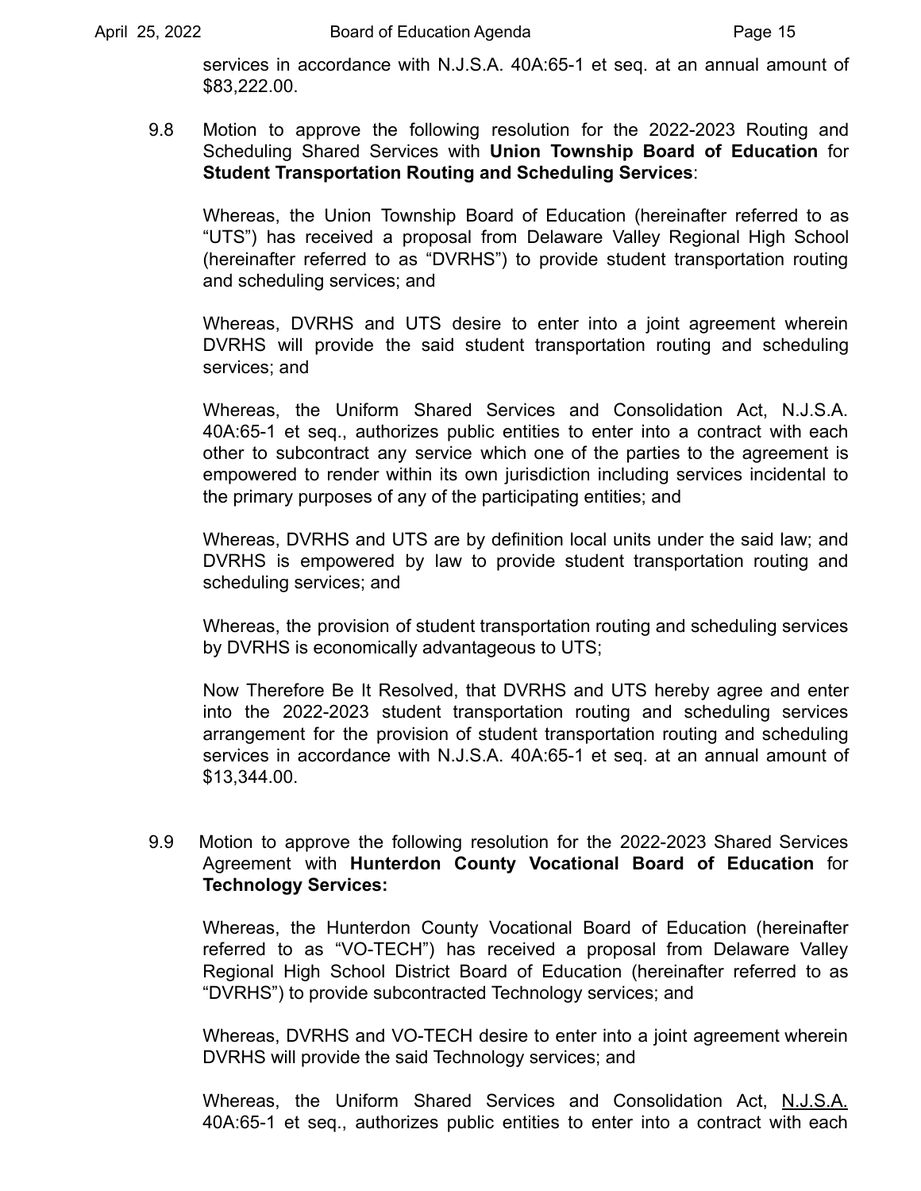services in accordance with N.J.S.A. 40A:65-1 et seq. at an annual amount of $83,222.00.

9.8 Motion to approve the following resolution for the 2022-2023 Routing and Scheduling Shared Services with **Union Township Board of Education** for **Student Transportation Routing and Scheduling Services**:

Whereas, the Union Township Board of Education (hereinafter referred to as "UTS") has received a proposal from Delaware Valley Regional High School (hereinafter referred to as "DVRHS") to provide student transportation routing and scheduling services; and

Whereas, DVRHS and UTS desire to enter into a joint agreement wherein DVRHS will provide the said student transportation routing and scheduling services; and

Whereas, the Uniform Shared Services and Consolidation Act, N.J.S.A. 40A:65-1 et seq., authorizes public entities to enter into a contract with each other to subcontract any service which one of the parties to the agreement is empowered to render within its own jurisdiction including services incidental to the primary purposes of any of the participating entities; and

Whereas, DVRHS and UTS are by definition local units under the said law; and DVRHS is empowered by law to provide student transportation routing and scheduling services; and

Whereas, the provision of student transportation routing and scheduling services by DVRHS is economically advantageous to UTS;

Now Therefore Be It Resolved, that DVRHS and UTS hereby agree and enter into the 2022-2023 student transportation routing and scheduling services arrangement for the provision of student transportation routing and scheduling services in accordance with N.J.S.A. 40A:65-1 et seq. at an annual amount of $13,344.00.

9.9 Motion to approve the following resolution for the 2022-2023 Shared Services Agreement with **Hunterdon County Vocational Board of Education** for **Technology Services:**

Whereas, the Hunterdon County Vocational Board of Education (hereinafter referred to as "VO-TECH") has received a proposal from Delaware Valley Regional High School District Board of Education (hereinafter referred to as "DVRHS") to provide subcontracted Technology services; and

Whereas, DVRHS and VO-TECH desire to enter into a joint agreement wherein DVRHS will provide the said Technology services; and

Whereas, the Uniform Shared Services and Consolidation Act, N.J.S.A. 40A:65-1 et seq., authorizes public entities to enter into a contract with each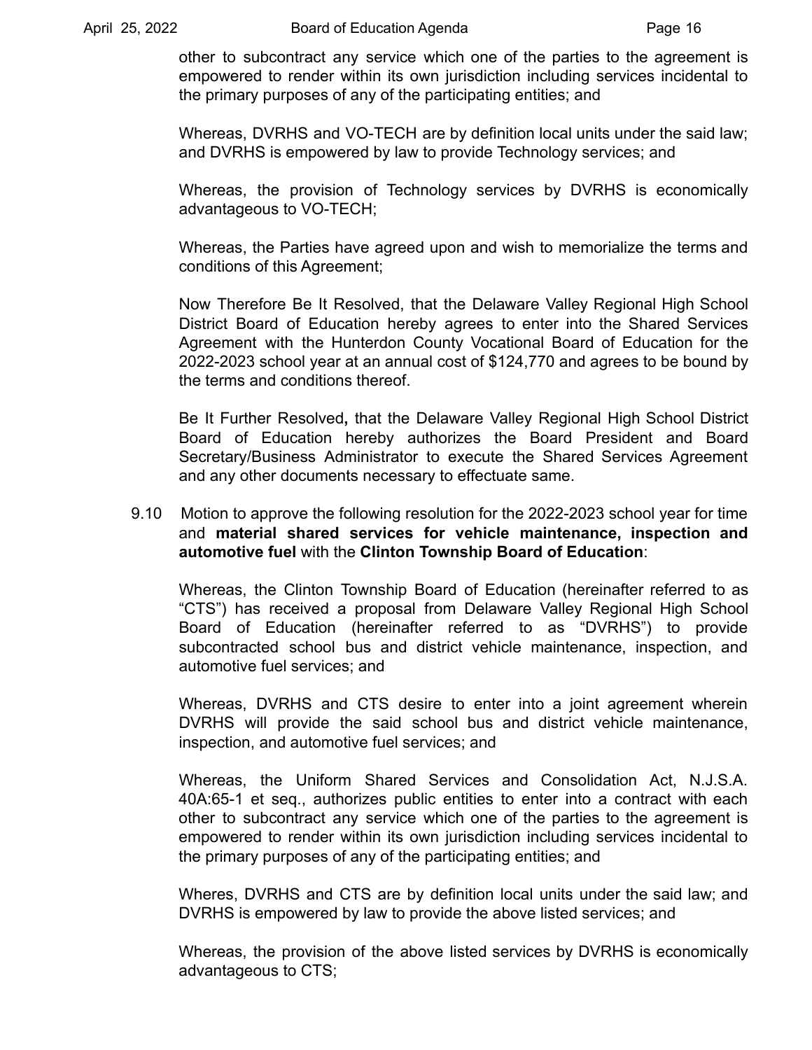other to subcontract any service which one of the parties to the agreement is empowered to render within its own jurisdiction including services incidental to the primary purposes of any of the participating entities; and

Whereas, DVRHS and VO-TECH are by definition local units under the said law; and DVRHS is empowered by law to provide Technology services; and

Whereas, the provision of Technology services by DVRHS is economically advantageous to VO-TECH;

Whereas, the Parties have agreed upon and wish to memorialize the terms and conditions of this Agreement;

Now Therefore Be It Resolved, that the Delaware Valley Regional High School District Board of Education hereby agrees to enter into the Shared Services Agreement with the Hunterdon County Vocational Board of Education for the 2022-2023 school year at an annual cost of $124,770 and agrees to be bound by the terms and conditions thereof.

Be It Further Resolved**,** that the Delaware Valley Regional High School District Board of Education hereby authorizes the Board President and Board Secretary/Business Administrator to execute the Shared Services Agreement and any other documents necessary to effectuate same.

9.10 Motion to approve the following resolution for the 2022-2023 school year for time and **material shared services for vehicle maintenance, inspection and automotive fuel** with the **Clinton Township Board of Education**:

Whereas, the Clinton Township Board of Education (hereinafter referred to as "CTS") has received a proposal from Delaware Valley Regional High School Board of Education (hereinafter referred to as "DVRHS") to provide subcontracted school bus and district vehicle maintenance, inspection, and automotive fuel services; and

Whereas, DVRHS and CTS desire to enter into a joint agreement wherein DVRHS will provide the said school bus and district vehicle maintenance, inspection, and automotive fuel services; and

Whereas, the Uniform Shared Services and Consolidation Act, N.J.S.A. 40A:65-1 et seq., authorizes public entities to enter into a contract with each other to subcontract any service which one of the parties to the agreement is empowered to render within its own jurisdiction including services incidental to the primary purposes of any of the participating entities; and

Wheres, DVRHS and CTS are by definition local units under the said law; and DVRHS is empowered by law to provide the above listed services; and

Whereas, the provision of the above listed services by DVRHS is economically advantageous to CTS;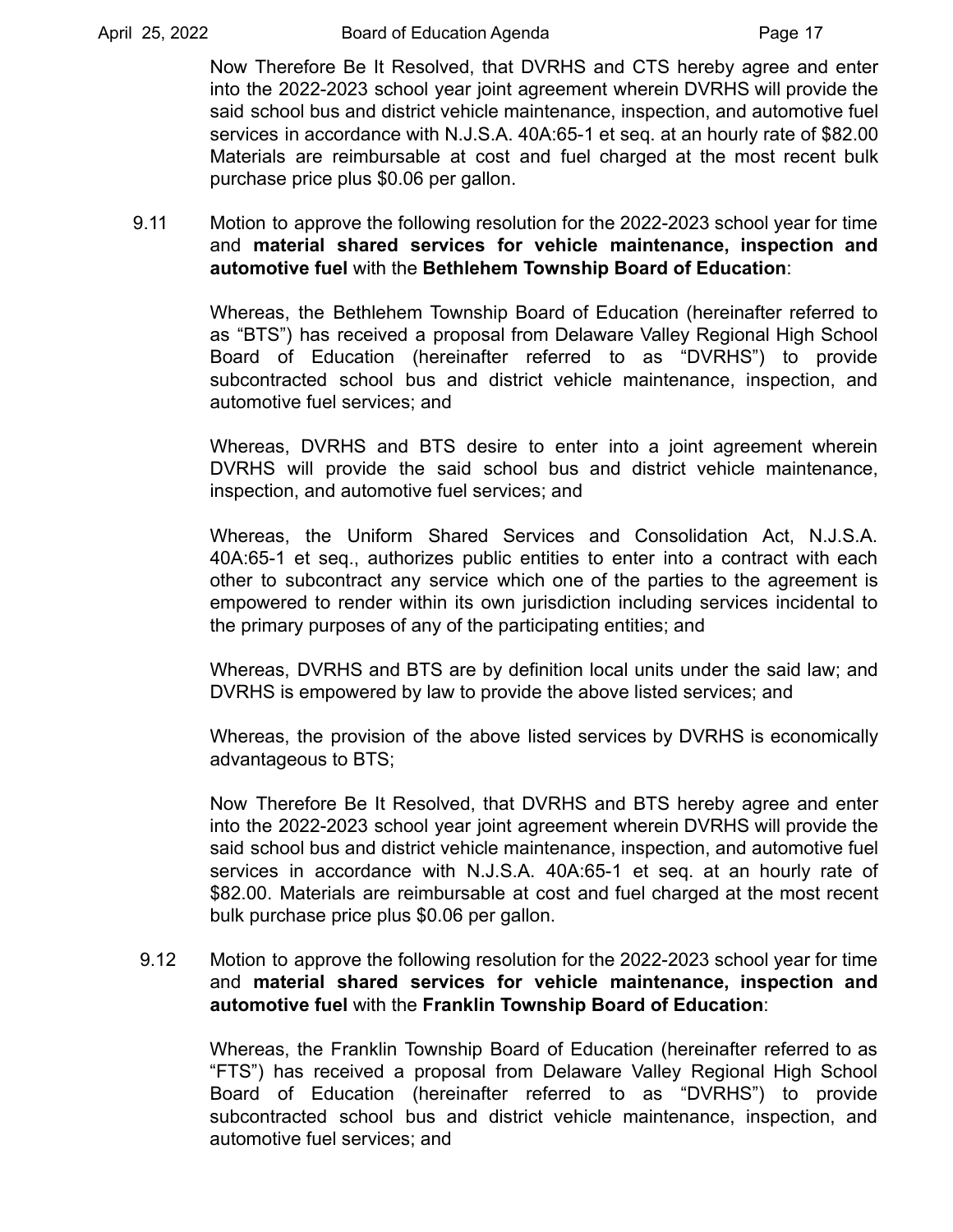Now Therefore Be It Resolved, that DVRHS and CTS hereby agree and enter into the 2022-2023 school year joint agreement wherein DVRHS will provide the said school bus and district vehicle maintenance, inspection, and automotive fuel services in accordance with N.J.S.A. 40A:65-1 et seq. at an hourly rate of $82.00 Materials are reimbursable at cost and fuel charged at the most recent bulk purchase price plus $0.06 per gallon.

9.11 Motion to approve the following resolution for the 2022-2023 school year for time and **material shared services for vehicle maintenance, inspection and automotive fuel** with the **Bethlehem Township Board of Education**:

Whereas, the Bethlehem Township Board of Education (hereinafter referred to as "BTS") has received a proposal from Delaware Valley Regional High School Board of Education (hereinafter referred to as "DVRHS") to provide subcontracted school bus and district vehicle maintenance, inspection, and automotive fuel services; and

Whereas, DVRHS and BTS desire to enter into a joint agreement wherein DVRHS will provide the said school bus and district vehicle maintenance, inspection, and automotive fuel services; and

Whereas, the Uniform Shared Services and Consolidation Act, N.J.S.A. 40A:65-1 et seq., authorizes public entities to enter into a contract with each other to subcontract any service which one of the parties to the agreement is empowered to render within its own jurisdiction including services incidental to the primary purposes of any of the participating entities; and

Whereas, DVRHS and BTS are by definition local units under the said law; and DVRHS is empowered by law to provide the above listed services; and

Whereas, the provision of the above listed services by DVRHS is economically advantageous to BTS;

Now Therefore Be It Resolved, that DVRHS and BTS hereby agree and enter into the 2022-2023 school year joint agreement wherein DVRHS will provide the said school bus and district vehicle maintenance, inspection, and automotive fuel services in accordance with N.J.S.A. 40A:65-1 et seq. at an hourly rate of $82.00. Materials are reimbursable at cost and fuel charged at the most recent bulk purchase price plus $0.06 per gallon.

9.12 Motion to approve the following resolution for the 2022-2023 school year for time and **material shared services for vehicle maintenance, inspection and automotive fuel** with the **Franklin Township Board of Education**:

Whereas, the Franklin Township Board of Education (hereinafter referred to as "FTS") has received a proposal from Delaware Valley Regional High School Board of Education (hereinafter referred to as "DVRHS") to provide subcontracted school bus and district vehicle maintenance, inspection, and automotive fuel services; and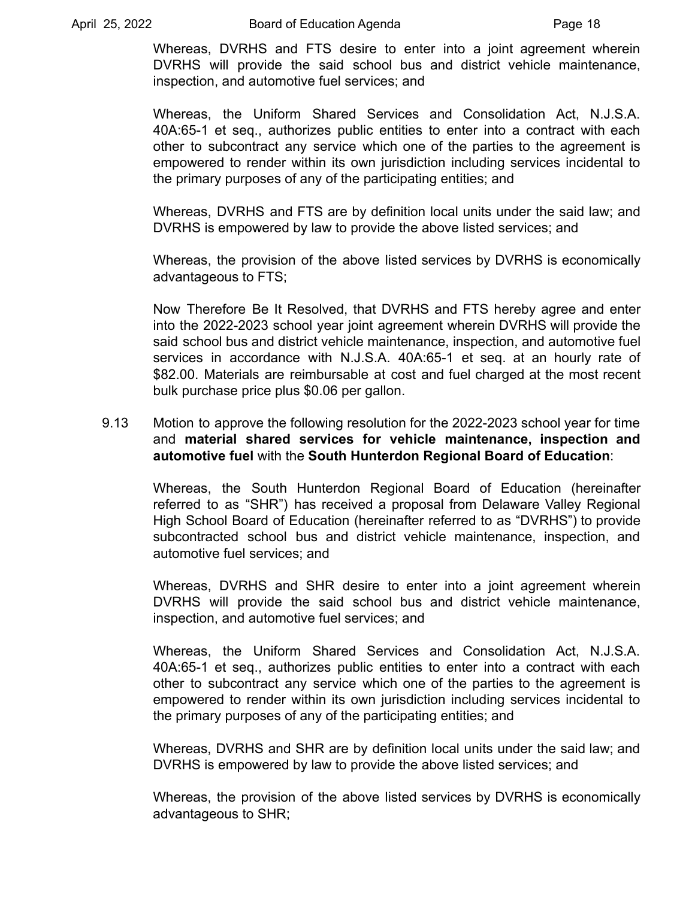Whereas, DVRHS and FTS desire to enter into a joint agreement wherein DVRHS will provide the said school bus and district vehicle maintenance, inspection, and automotive fuel services; and

Whereas, the Uniform Shared Services and Consolidation Act, N.J.S.A. 40A:65-1 et seq., authorizes public entities to enter into a contract with each other to subcontract any service which one of the parties to the agreement is empowered to render within its own jurisdiction including services incidental to the primary purposes of any of the participating entities; and

Whereas, DVRHS and FTS are by definition local units under the said law; and DVRHS is empowered by law to provide the above listed services; and

Whereas, the provision of the above listed services by DVRHS is economically advantageous to FTS;

Now Therefore Be It Resolved, that DVRHS and FTS hereby agree and enter into the 2022-2023 school year joint agreement wherein DVRHS will provide the said school bus and district vehicle maintenance, inspection, and automotive fuel services in accordance with N.J.S.A. 40A:65-1 et seq. at an hourly rate of $82.00. Materials are reimbursable at cost and fuel charged at the most recent bulk purchase price plus $0.06 per gallon.

9.13 Motion to approve the following resolution for the 2022-2023 school year for time and **material shared services for vehicle maintenance, inspection and automotive fuel** with the **South Hunterdon Regional Board of Education**:

Whereas, the South Hunterdon Regional Board of Education (hereinafter referred to as "SHR") has received a proposal from Delaware Valley Regional High School Board of Education (hereinafter referred to as "DVRHS") to provide subcontracted school bus and district vehicle maintenance, inspection, and automotive fuel services; and

Whereas, DVRHS and SHR desire to enter into a joint agreement wherein DVRHS will provide the said school bus and district vehicle maintenance, inspection, and automotive fuel services; and

Whereas, the Uniform Shared Services and Consolidation Act, N.J.S.A. 40A:65-1 et seq., authorizes public entities to enter into a contract with each other to subcontract any service which one of the parties to the agreement is empowered to render within its own jurisdiction including services incidental to the primary purposes of any of the participating entities; and

Whereas, DVRHS and SHR are by definition local units under the said law; and DVRHS is empowered by law to provide the above listed services; and

Whereas, the provision of the above listed services by DVRHS is economically advantageous to SHR;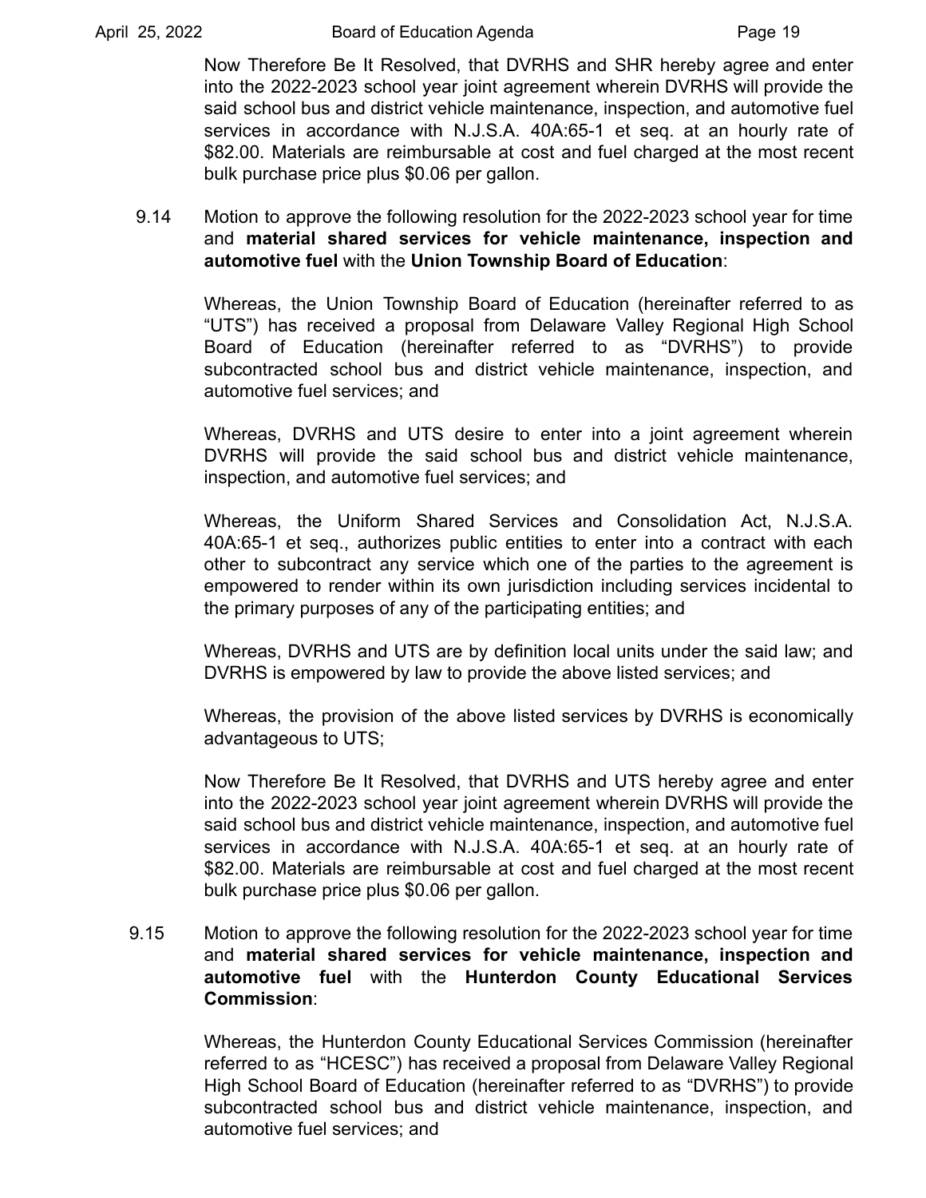Now Therefore Be It Resolved, that DVRHS and SHR hereby agree and enter into the 2022-2023 school year joint agreement wherein DVRHS will provide the said school bus and district vehicle maintenance, inspection, and automotive fuel services in accordance with N.J.S.A. 40A:65-1 et seq. at an hourly rate of $82.00. Materials are reimbursable at cost and fuel charged at the most recent bulk purchase price plus $0.06 per gallon.

9.14 Motion to approve the following resolution for the 2022-2023 school year for time and **material shared services for vehicle maintenance, inspection and automotive fuel** with the **Union Township Board of Education**:

Whereas, the Union Township Board of Education (hereinafter referred to as "UTS") has received a proposal from Delaware Valley Regional High School Board of Education (hereinafter referred to as "DVRHS") to provide subcontracted school bus and district vehicle maintenance, inspection, and automotive fuel services; and

Whereas, DVRHS and UTS desire to enter into a joint agreement wherein DVRHS will provide the said school bus and district vehicle maintenance, inspection, and automotive fuel services; and

Whereas, the Uniform Shared Services and Consolidation Act, N.J.S.A. 40A:65-1 et seq., authorizes public entities to enter into a contract with each other to subcontract any service which one of the parties to the agreement is empowered to render within its own jurisdiction including services incidental to the primary purposes of any of the participating entities; and

Whereas, DVRHS and UTS are by definition local units under the said law; and DVRHS is empowered by law to provide the above listed services; and

Whereas, the provision of the above listed services by DVRHS is economically advantageous to UTS;

Now Therefore Be It Resolved, that DVRHS and UTS hereby agree and enter into the 2022-2023 school year joint agreement wherein DVRHS will provide the said school bus and district vehicle maintenance, inspection, and automotive fuel services in accordance with N.J.S.A. 40A:65-1 et seq. at an hourly rate of $82.00. Materials are reimbursable at cost and fuel charged at the most recent bulk purchase price plus $0.06 per gallon.

9.15 Motion to approve the following resolution for the 2022-2023 school year for time and **material shared services for vehicle maintenance, inspection and automotive fuel** with the **Hunterdon County Educational Services Commission**:

Whereas, the Hunterdon County Educational Services Commission (hereinafter referred to as "HCESC") has received a proposal from Delaware Valley Regional High School Board of Education (hereinafter referred to as "DVRHS") to provide subcontracted school bus and district vehicle maintenance, inspection, and automotive fuel services; and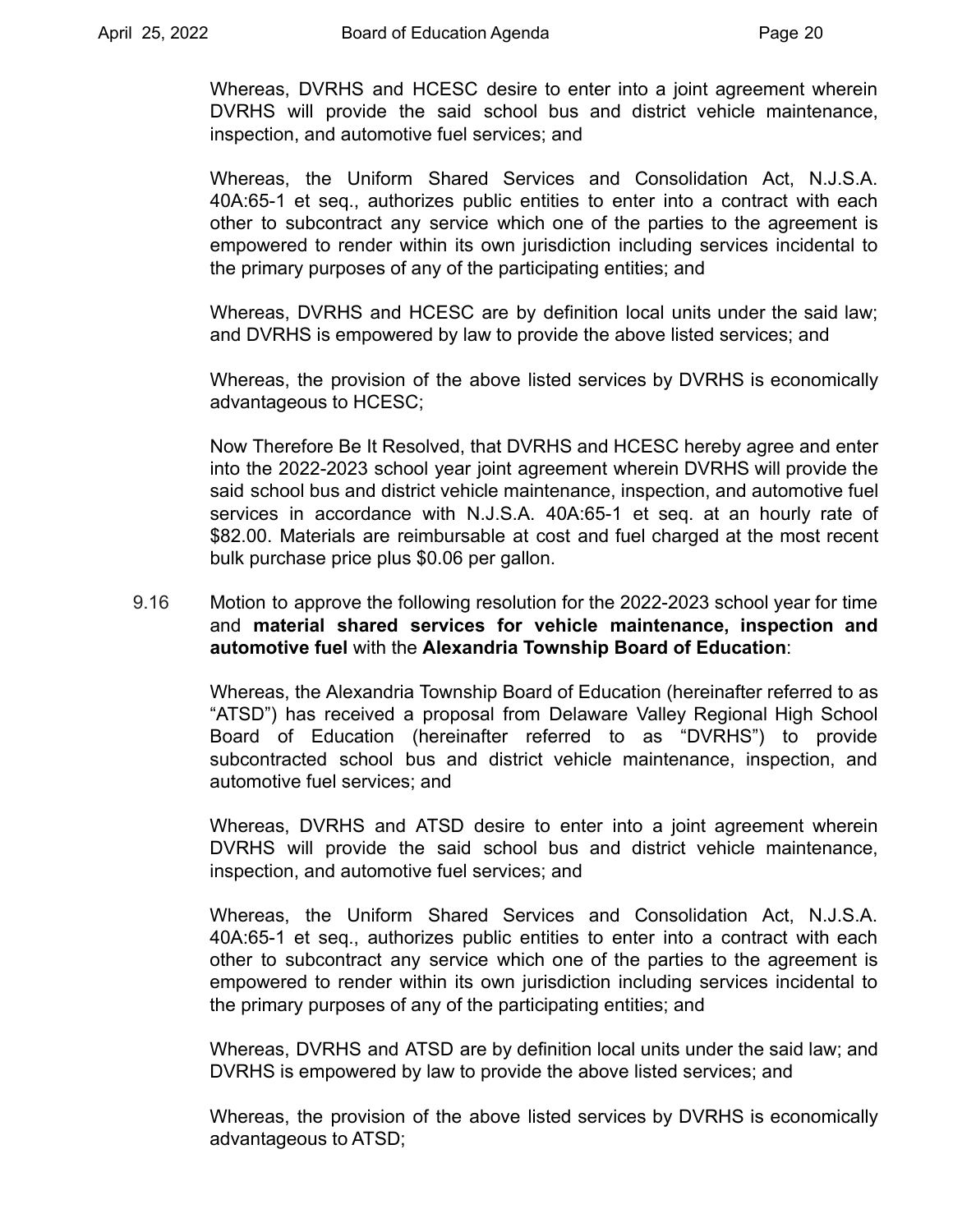Whereas, DVRHS and HCESC desire to enter into a joint agreement wherein DVRHS will provide the said school bus and district vehicle maintenance, inspection, and automotive fuel services; and

Whereas, the Uniform Shared Services and Consolidation Act, N.J.S.A. 40A:65-1 et seq., authorizes public entities to enter into a contract with each other to subcontract any service which one of the parties to the agreement is empowered to render within its own jurisdiction including services incidental to the primary purposes of any of the participating entities; and

Whereas, DVRHS and HCESC are by definition local units under the said law; and DVRHS is empowered by law to provide the above listed services; and

Whereas, the provision of the above listed services by DVRHS is economically advantageous to HCESC;

Now Therefore Be It Resolved, that DVRHS and HCESC hereby agree and enter into the 2022-2023 school year joint agreement wherein DVRHS will provide the said school bus and district vehicle maintenance, inspection, and automotive fuel services in accordance with N.J.S.A. 40A:65-1 et seq. at an hourly rate of $82.00. Materials are reimbursable at cost and fuel charged at the most recent bulk purchase price plus $0.06 per gallon.

9.16 Motion to approve the following resolution for the 2022-2023 school year for time and **material shared services for vehicle maintenance, inspection and automotive fuel** with the **Alexandria Township Board of Education**:

Whereas, the Alexandria Township Board of Education (hereinafter referred to as "ATSD") has received a proposal from Delaware Valley Regional High School Board of Education (hereinafter referred to as "DVRHS") to provide subcontracted school bus and district vehicle maintenance, inspection, and automotive fuel services; and

Whereas, DVRHS and ATSD desire to enter into a joint agreement wherein DVRHS will provide the said school bus and district vehicle maintenance, inspection, and automotive fuel services; and

Whereas, the Uniform Shared Services and Consolidation Act, N.J.S.A. 40A:65-1 et seq., authorizes public entities to enter into a contract with each other to subcontract any service which one of the parties to the agreement is empowered to render within its own jurisdiction including services incidental to the primary purposes of any of the participating entities; and

Whereas, DVRHS and ATSD are by definition local units under the said law; and DVRHS is empowered by law to provide the above listed services; and

Whereas, the provision of the above listed services by DVRHS is economically advantageous to ATSD;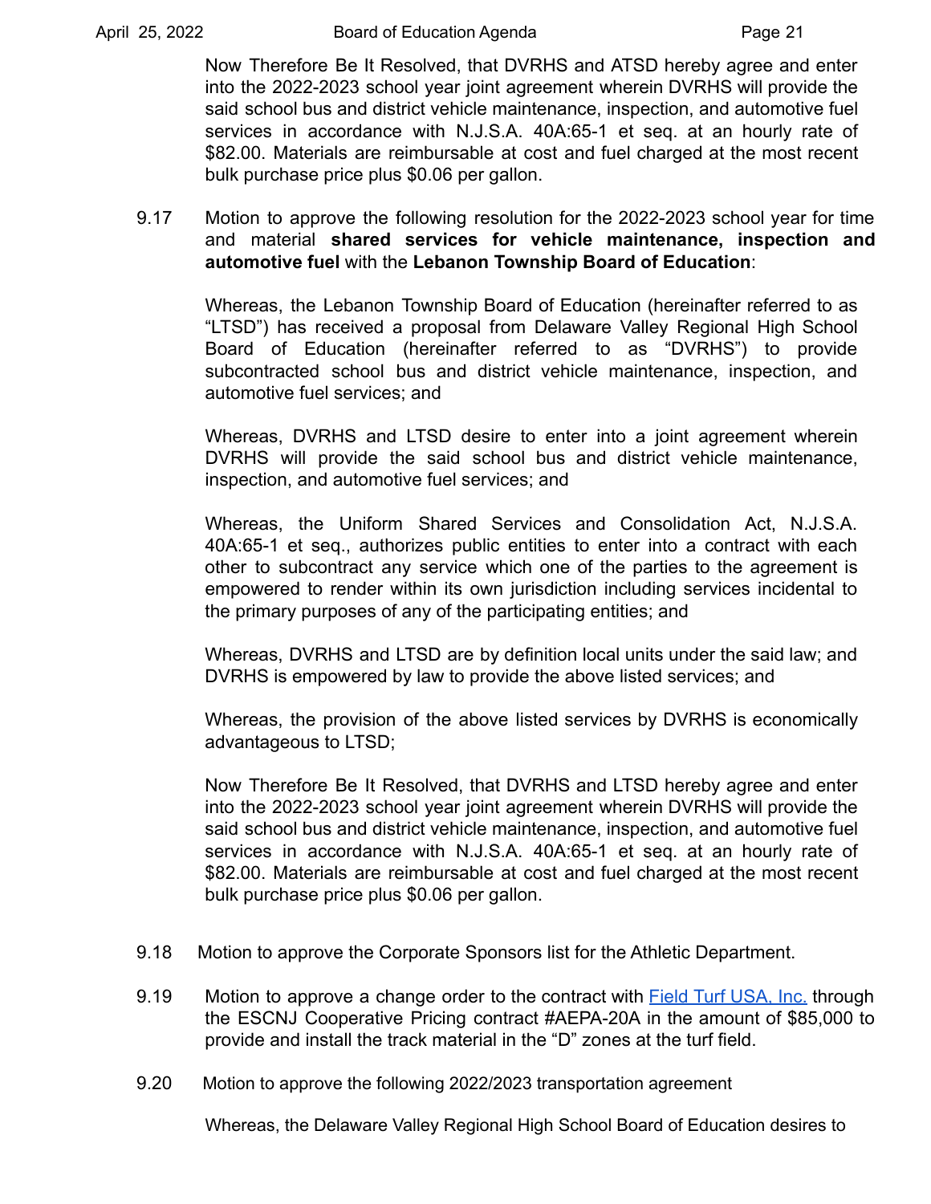Now Therefore Be It Resolved, that DVRHS and ATSD hereby agree and enter into the 2022-2023 school year joint agreement wherein DVRHS will provide the said school bus and district vehicle maintenance, inspection, and automotive fuel services in accordance with N.J.S.A. 40A:65-1 et seq. at an hourly rate of $82.00. Materials are reimbursable at cost and fuel charged at the most recent bulk purchase price plus $0.06 per gallon.

9.17 Motion to approve the following resolution for the 2022-2023 school year for time and material **shared services for vehicle maintenance, inspection and automotive fuel** with the **Lebanon Township Board of Education**:

Whereas, the Lebanon Township Board of Education (hereinafter referred to as "LTSD") has received a proposal from Delaware Valley Regional High School Board of Education (hereinafter referred to as "DVRHS") to provide subcontracted school bus and district vehicle maintenance, inspection, and automotive fuel services; and

Whereas, DVRHS and LTSD desire to enter into a joint agreement wherein DVRHS will provide the said school bus and district vehicle maintenance, inspection, and automotive fuel services; and

Whereas, the Uniform Shared Services and Consolidation Act, N.J.S.A. 40A:65-1 et seq., authorizes public entities to enter into a contract with each other to subcontract any service which one of the parties to the agreement is empowered to render within its own jurisdiction including services incidental to the primary purposes of any of the participating entities; and

Whereas, DVRHS and LTSD are by definition local units under the said law; and DVRHS is empowered by law to provide the above listed services; and

Whereas, the provision of the above listed services by DVRHS is economically advantageous to LTSD;

Now Therefore Be It Resolved, that DVRHS and LTSD hereby agree and enter into the 2022-2023 school year joint agreement wherein DVRHS will provide the said school bus and district vehicle maintenance, inspection, and automotive fuel services in accordance with N.J.S.A. 40A:65-1 et seq. at an hourly rate of $82.00. Materials are reimbursable at cost and fuel charged at the most recent bulk purchase price plus $0.06 per gallon.

9.18 Motion to approve the Corporate Sponsors list for the Athletic Department.

9.19 Motion to approve a change order to the contract with Field Turf USA, Inc. through the ESCNJ Cooperative Pricing contract #AEPA-20A in the amount of $85,000 to provide and install the track material in the "D" zones at the turf field.

9.20 Motion to approve the following 2022/2023 transportation agreement

Whereas, the Delaware Valley Regional High School Board of Education desires to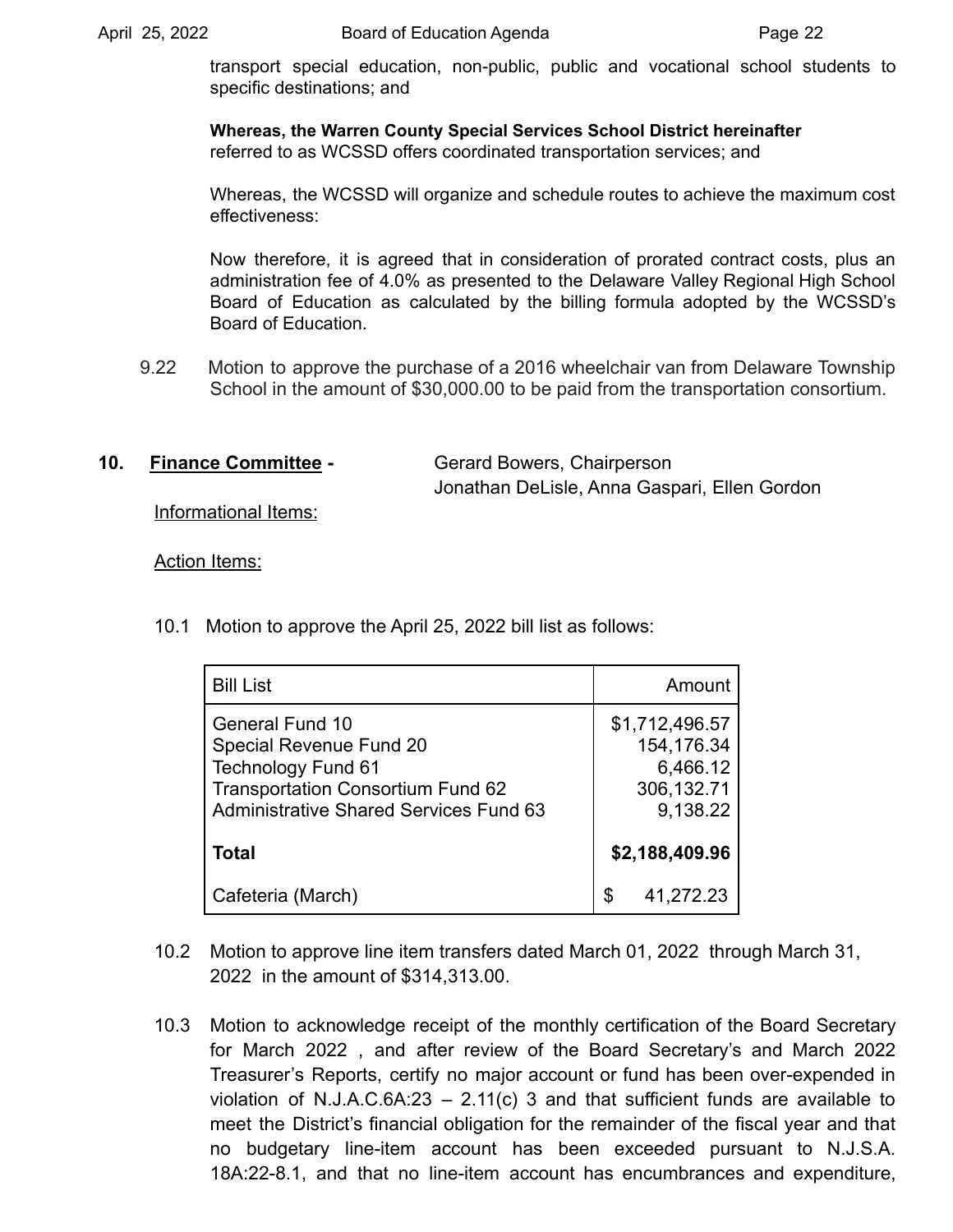transport special education, non-public, public and vocational school students to specific destinations; and

**Whereas, the Warren County Special Services School District hereinafter** referred to as WCSSD offers coordinated transportation services; and

Whereas, the WCSSD will organize and schedule routes to achieve the maximum cost effectiveness:

Now therefore, it is agreed that in consideration of prorated contract costs, plus an administration fee of 4.0% as presented to the Delaware Valley Regional High School Board of Education as calculated by the billing formula adopted by the WCSSD's Board of Education.

9.22 Motion to approve the purchase of a 2016 wheelchair van from Delaware Township School in the amount of $30,000.00 to be paid from the transportation consortium.

## 10. Finance Committee - Gerard Bowers, Chairperson

Jonathan DeLisle, Anna Gaspari, Ellen Gordon

Informational Items:

Action Items:

10.1 Motion to approve the April 25, 2022 bill list as follows:

| Bill List | Amount |
|---|---|
| General Fund 10 | $1,712,496.57 |
| Special Revenue Fund 20 | 154,176.34 |
| Technology Fund 61 | 6,466.12 |
| Transportation Consortium Fund 62 | 306,132.71 |
| Administrative Shared Services Fund 63 | 9,138.22 |
| **Total** | **$2,188,409.96** |
| Cafeteria (March) | $ 41,272.23 |

10.2 Motion to approve line item transfers dated March 01, 2022 through March 31, 2022 in the amount of $314,313.00.

10.3 Motion to acknowledge receipt of the monthly certification of the Board Secretary for March 2022 , and after review of the Board Secretary's and March 2022 Treasurer's Reports, certify no major account or fund has been over-expended in violation of N.J.A.C.6A:23 – 2.11(c) 3 and that sufficient funds are available to meet the District's financial obligation for the remainder of the fiscal year and that no budgetary line-item account has been exceeded pursuant to N.J.S.A. 18A:22-8.1, and that no line-item account has encumbrances and expenditure,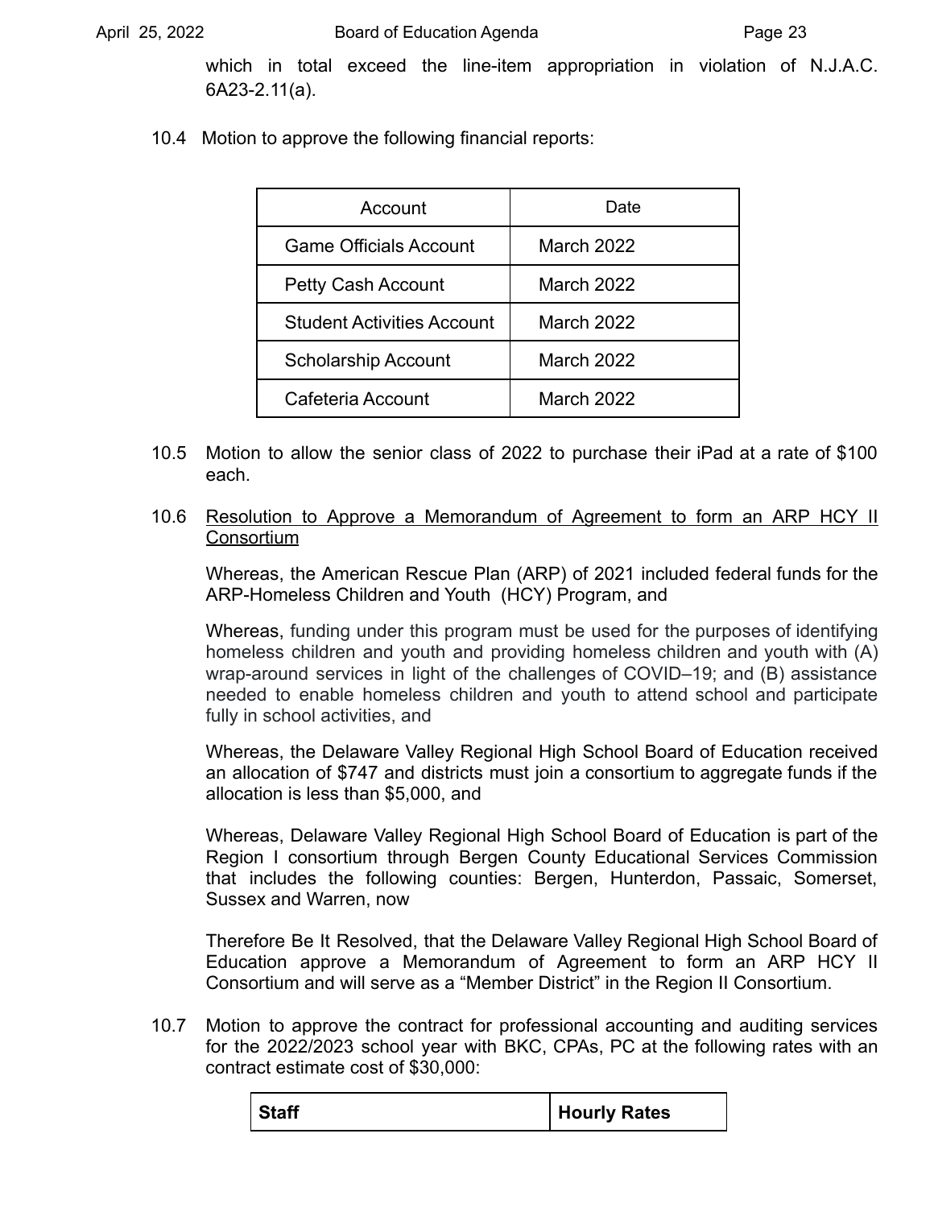which in total exceed the line-item appropriation in violation of N.J.A.C. 6A23-2.11(a).

10.4 Motion to approve the following financial reports:

| Account | Date |
| --- | --- |
| Game Officials Account | March 2022 |
| Petty Cash Account | March 2022 |
| Student Activities Account | March 2022 |
| Scholarship Account | March 2022 |
| Cafeteria Account | March 2022 |

10.5 Motion to allow the senior class of 2022 to purchase their iPad at a rate of $100 each.

10.6 <u>Resolution to Approve a Memorandum of Agreement to form an ARP HCY II Consortium</u>

Whereas, the American Rescue Plan (ARP) of 2021 included federal funds for the ARP-Homeless Children and Youth (HCY) Program, and

Whereas, funding under this program must be used for the purposes of identifying homeless children and youth and providing homeless children and youth with (A) wrap-around services in light of the challenges of COVID–19; and (B) assistance needed to enable homeless children and youth to attend school and participate fully in school activities, and

Whereas, the Delaware Valley Regional High School Board of Education received an allocation of $747 and districts must join a consortium to aggregate funds if the allocation is less than $5,000, and

Whereas, Delaware Valley Regional High School Board of Education is part of the Region I consortium through Bergen County Educational Services Commission that includes the following counties: Bergen, Hunterdon, Passaic, Somerset, Sussex and Warren, now

Therefore Be It Resolved, that the Delaware Valley Regional High School Board of Education approve a Memorandum of Agreement to form an ARP HCY II Consortium and will serve as a "Member District" in the Region II Consortium.

10.7 Motion to approve the contract for professional accounting and auditing services for the 2022/2023 school year with BKC, CPAs, PC at the following rates with an contract estimate cost of $30,000:

| **Staff** | **Hourly Rates** |
| --- | --- |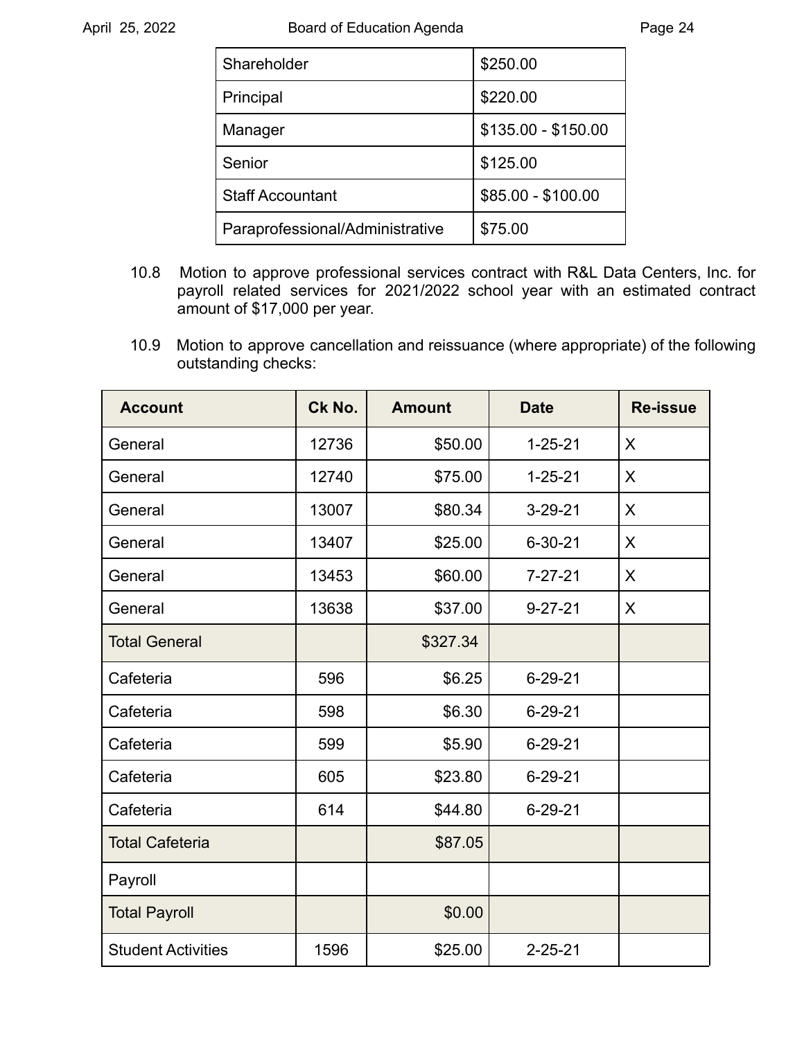| Shareholder | $250.00 |
|---|---|
| Principal | $220.00 |
| Manager | $135.00 - $150.00 |
| Senior | $125.00 |
| Staff Accountant | $85.00 - $100.00 |
| Paraprofessional/Administrative | $75.00 |

10.8 Motion to approve professional services contract with R&L Data Centers, Inc. for payroll related services for 2021/2022 school year with an estimated contract amount of $17,000 per year.

10.9 Motion to approve cancellation and reissuance (where appropriate) of the following outstanding checks:

| Account | Ck No. | Amount | Date | Re-issue |
|---|---|---|---|---|
| General | 12736 | $50.00 | 1-25-21 | X |
| General | 12740 | $75.00 | 1-25-21 | X |
| General | 13007 | $80.34 | 3-29-21 | X |
| General | 13407 | $25.00 | 6-30-21 | X |
| General | 13453 | $60.00 | 7-27-21 | X |
| General | 13638 | $37.00 | 9-27-21 | X |
| Total General | | $327.34 | | |
| Cafeteria | 596 | $6.25 | 6-29-21 | |
| Cafeteria | 598 | $6.30 | 6-29-21 | |
| Cafeteria | 599 | $5.90 | 6-29-21 | |
| Cafeteria | 605 | $23.80 | 6-29-21 | |
| Cafeteria | 614 | $44.80 | 6-29-21 | |
| Total Cafeteria | | $87.05 | | |
| Payroll | | | | |
| Total Payroll | | $0.00 | | |
| Student Activities | 1596 | $25.00 | 2-25-21 | |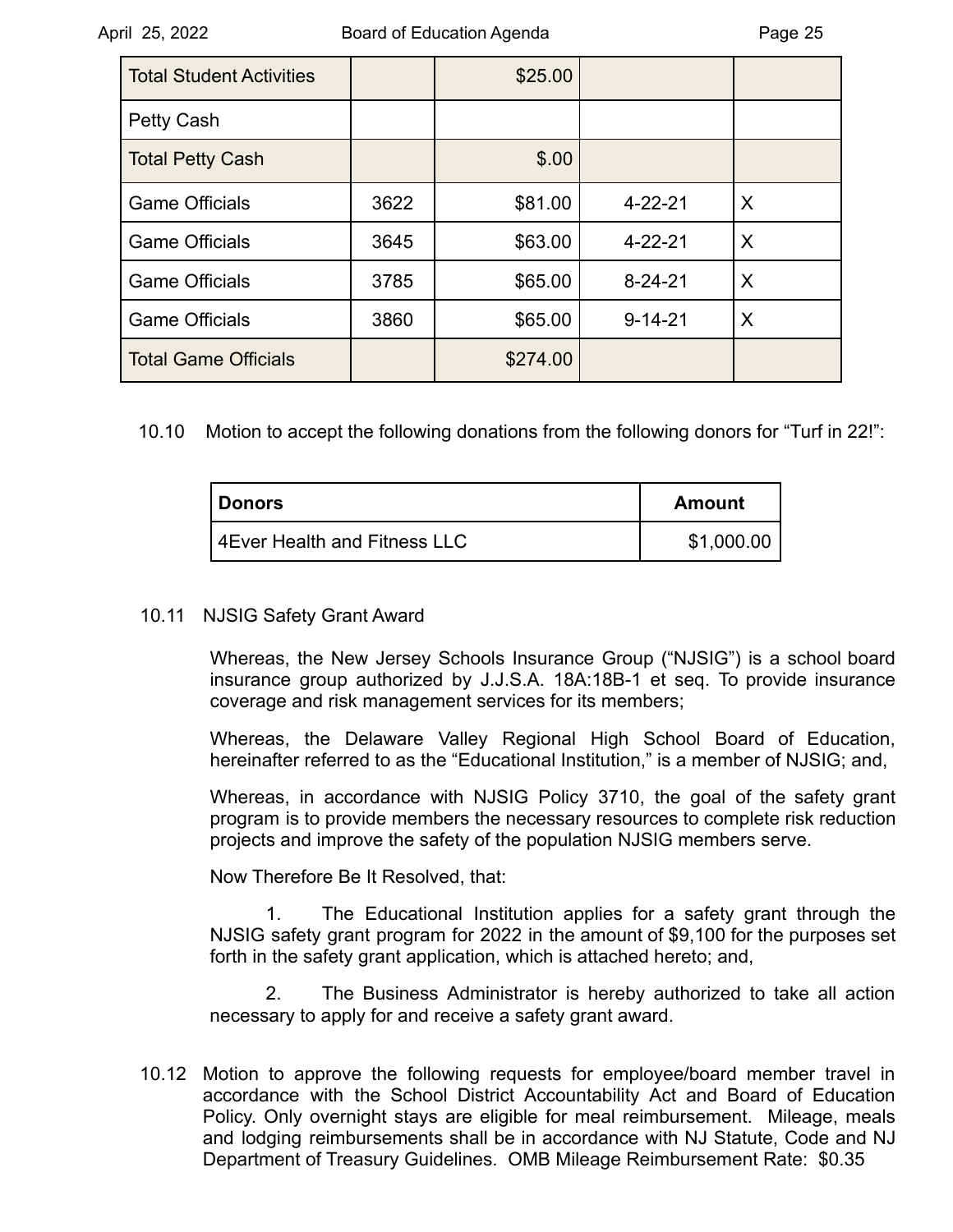| | | | | |
|---|---|---|---|---|
| Total Student Activities | | $25.00 | | |
| Petty Cash | | | | |
| Total Petty Cash | | $.00 | | |
| Game Officials | 3622 | $81.00 | 4-22-21 | X |
| Game Officials | 3645 | $63.00 | 4-22-21 | X |
| Game Officials | 3785 | $65.00 | 8-24-21 | X |
| Game Officials | 3860 | $65.00 | 9-14-21 | X |
| Total Game Officials | | $274.00 | | |

10.10 Motion to accept the following donations from the following donors for "Turf in 22!":

| Donors | Amount |
|---|---|
| 4Ever Health and Fitness LLC | $1,000.00 |

10.11 NJSIG Safety Grant Award

Whereas, the New Jersey Schools Insurance Group ("NJSIG") is a school board insurance group authorized by J.J.S.A. 18A:18B-1 et seq. To provide insurance coverage and risk management services for its members;

Whereas, the Delaware Valley Regional High School Board of Education, hereinafter referred to as the "Educational Institution," is a member of NJSIG; and,

Whereas, in accordance with NJSIG Policy 3710, the goal of the safety grant program is to provide members the necessary resources to complete risk reduction projects and improve the safety of the population NJSIG members serve.

Now Therefore Be It Resolved, that:

1. The Educational Institution applies for a safety grant through the NJSIG safety grant program for 2022 in the amount of $9,100 for the purposes set forth in the safety grant application, which is attached hereto; and,

2. The Business Administrator is hereby authorized to take all action necessary to apply for and receive a safety grant award.

10.12 Motion to approve the following requests for employee/board member travel in accordance with the School District Accountability Act and Board of Education Policy. Only overnight stays are eligible for meal reimbursement. Mileage, meals and lodging reimbursements shall be in accordance with NJ Statute, Code and NJ Department of Treasury Guidelines. OMB Mileage Reimbursement Rate: $0.35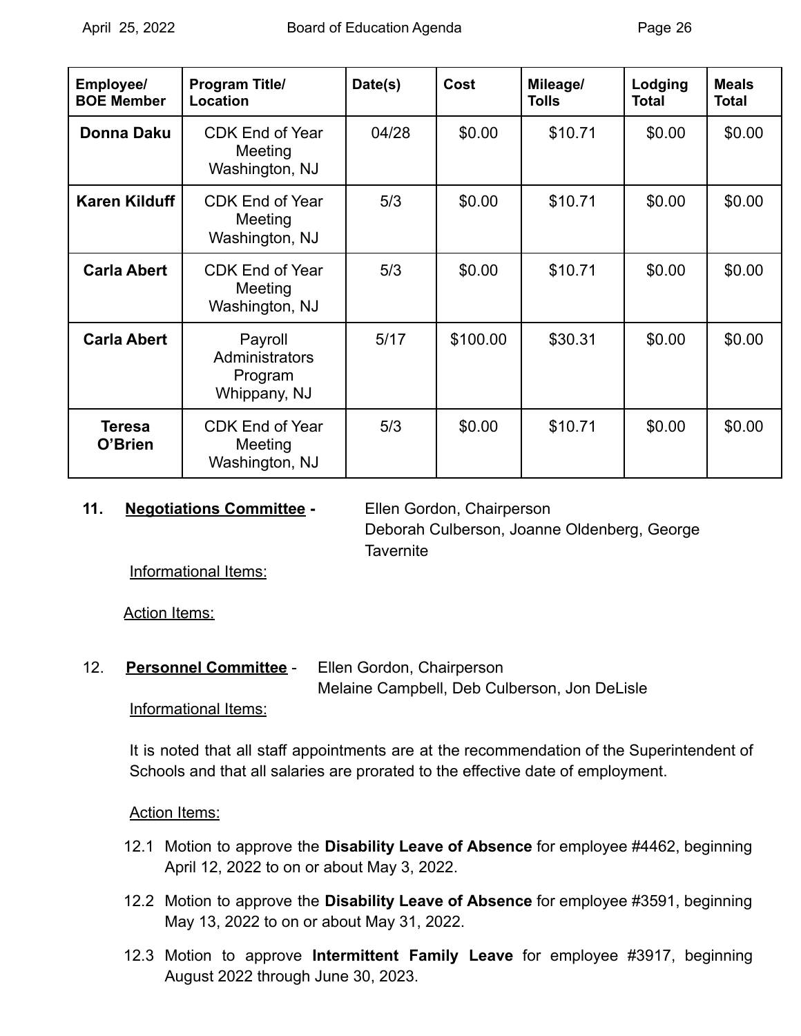| Employee/ BOE Member | Program Title/ Location | Date(s) | Cost | Mileage/ Tolls | Lodging Total | Meals Total |
|---|---|---|---|---|---|---|
| **Donna Daku** | CDK End of Year Meeting Washington, NJ | 04/28 | $0.00 | $10.71 | $0.00 | $0.00 |
| **Karen Kilduff** | CDK End of Year Meeting Washington, NJ | 5/3 | $0.00 | $10.71 | $0.00 | $0.00 |
| **Carla Abert** | CDK End of Year Meeting Washington, NJ | 5/3 | $0.00 | $10.71 | $0.00 | $0.00 |
| **Carla Abert** | Payroll Administrators Program Whippany, NJ | 5/17 | $100.00 | $30.31 | $0.00 | $0.00 |
| **Teresa O'Brien** | CDK End of Year Meeting Washington, NJ | 5/3 | $0.00 | $10.71 | $0.00 | $0.00 |

**11. <u>Negotiations Committee</u> -** Ellen Gordon, Chairperson
Deborah Culberson, Joanne Oldenberg, George Tavernite

<u>Informational Items:</u>

<u>Action Items:</u>

12. **<u>Personnel Committee</u>** - Ellen Gordon, Chairperson
Melaine Campbell, Deb Culberson, Jon DeLisle

<u>Informational Items:</u>

It is noted that all staff appointments are at the recommendation of the Superintendent of Schools and that all salaries are prorated to the effective date of employment.

<u>Action Items:</u>

12.1 Motion to approve the **Disability Leave of Absence** for employee #4462, beginning April 12, 2022 to on or about May 3, 2022.

12.2 Motion to approve the **Disability Leave of Absence** for employee #3591, beginning May 13, 2022 to on or about May 31, 2022.

12.3 Motion to approve **Intermittent Family Leave** for employee #3917, beginning August 2022 through June 30, 2023.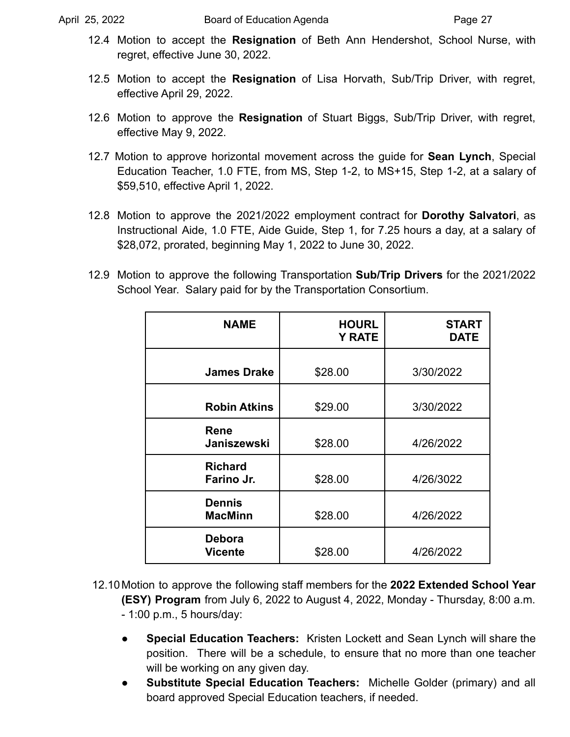12.4 Motion to accept the **Resignation** of Beth Ann Hendershot, School Nurse, with regret, effective June 30, 2022.

12.5 Motion to accept the **Resignation** of Lisa Horvath, Sub/Trip Driver, with regret, effective April 29, 2022.

12.6 Motion to approve the **Resignation** of Stuart Biggs, Sub/Trip Driver, with regret, effective May 9, 2022.

12.7 Motion to approve horizontal movement across the guide for **Sean Lynch**, Special Education Teacher, 1.0 FTE, from MS, Step 1-2, to MS+15, Step 1-2, at a salary of $59,510, effective April 1, 2022.

12.8 Motion to approve the 2021/2022 employment contract for **Dorothy Salvatori**, as Instructional Aide, 1.0 FTE, Aide Guide, Step 1, for 7.25 hours a day, at a salary of $28,072, prorated, beginning May 1, 2022 to June 30, 2022.

12.9 Motion to approve the following Transportation **Sub/Trip Drivers** for the 2021/2022 School Year. Salary paid for by the Transportation Consortium.

| NAME | HOURLY RATE | START DATE |
|---|---|---|
| **James Drake** | $28.00 | 3/30/2022 |
| **Robin Atkins** | $29.00 | 3/30/2022 |
| **Rene Janiszewski** | $28.00 | 4/26/2022 |
| **Richard Farino Jr.** | $28.00 | 4/26/3022 |
| **Dennis MacMinn** | $28.00 | 4/26/2022 |
| **Debora Vicente** | $28.00 | 4/26/2022 |

12.10 Motion to approve the following staff members for the **2022 Extended School Year (ESY) Program** from July 6, 2022 to August 4, 2022, Monday - Thursday, 8:00 a.m. - 1:00 p.m., 5 hours/day:

- **Special Education Teachers:** Kristen Lockett and Sean Lynch will share the position. There will be a schedule, to ensure that no more than one teacher will be working on any given day.
- **Substitute Special Education Teachers:** Michelle Golder (primary) and all board approved Special Education teachers, if needed.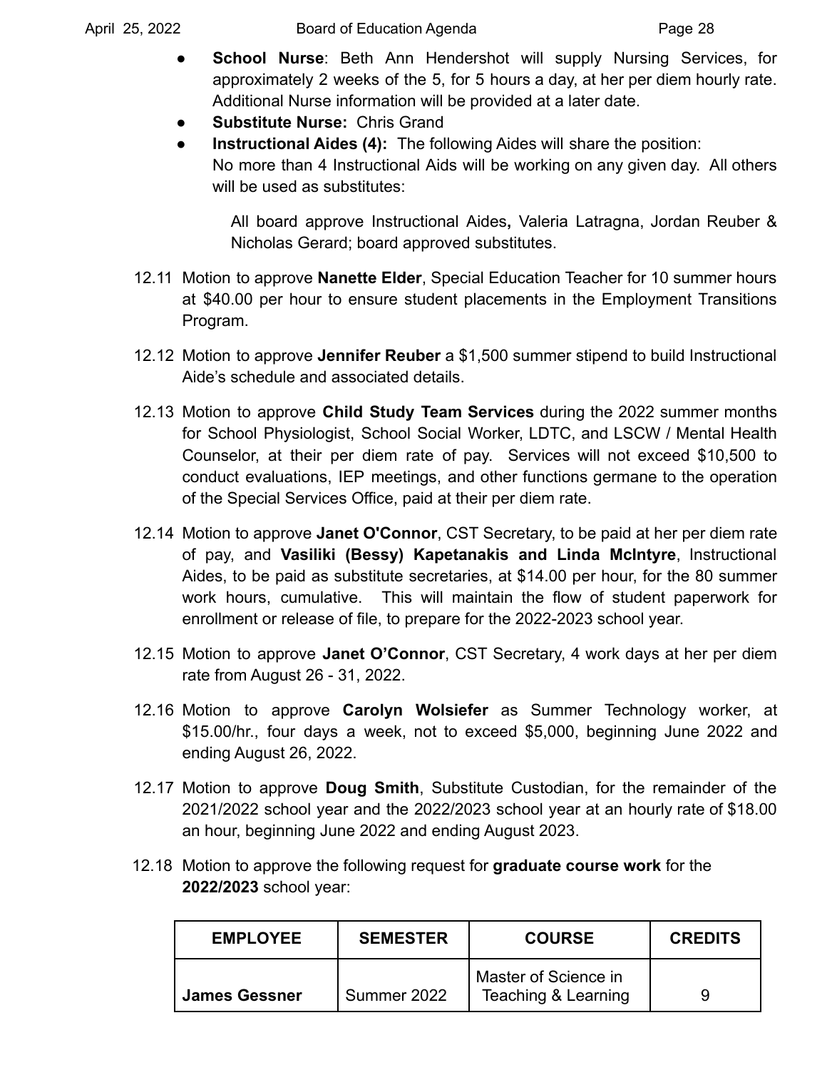- **School Nurse**: Beth Ann Hendershot will supply Nursing Services, for approximately 2 weeks of the 5, for 5 hours a day, at her per diem hourly rate. Additional Nurse information will be provided at a later date.
- **Substitute Nurse:** Chris Grand
- **Instructional Aides (4):** The following Aides will share the position: No more than 4 Instructional Aids will be working on any given day. All others will be used as substitutes:

  All board approve Instructional Aides**,** Valeria Latragna, Jordan Reuber & Nicholas Gerard; board approved substitutes.

12.11 Motion to approve **Nanette Elder**, Special Education Teacher for 10 summer hours at $40.00 per hour to ensure student placements in the Employment Transitions Program.

12.12 Motion to approve **Jennifer Reuber** a $1,500 summer stipend to build Instructional Aide's schedule and associated details.

12.13 Motion to approve **Child Study Team Services** during the 2022 summer months for School Physiologist, School Social Worker, LDTC, and LSCW / Mental Health Counselor, at their per diem rate of pay. Services will not exceed $10,500 to conduct evaluations, IEP meetings, and other functions germane to the operation of the Special Services Office, paid at their per diem rate.

12.14 Motion to approve **Janet O'Connor**, CST Secretary, to be paid at her per diem rate of pay, and **Vasiliki (Bessy) Kapetanakis and Linda McIntyre**, Instructional Aides, to be paid as substitute secretaries, at $14.00 per hour, for the 80 summer work hours, cumulative. This will maintain the flow of student paperwork for enrollment or release of file, to prepare for the 2022-2023 school year.

12.15 Motion to approve **Janet O'Connor**, CST Secretary, 4 work days at her per diem rate from August 26 - 31, 2022.

12.16 Motion to approve **Carolyn Wolsiefer** as Summer Technology worker, at $15.00/hr., four days a week, not to exceed $5,000, beginning June 2022 and ending August 26, 2022.

12.17 Motion to approve **Doug Smith**, Substitute Custodian, for the remainder of the 2021/2022 school year and the 2022/2023 school year at an hourly rate of $18.00 an hour, beginning June 2022 and ending August 2023.

12.18 Motion to approve the following request for **graduate course work** for the **2022/2023** school year:

| EMPLOYEE | SEMESTER | COURSE | CREDITS |
|---|---|---|---|
| **James Gessner** | Summer 2022 | Master of Science in Teaching & Learning | 9 |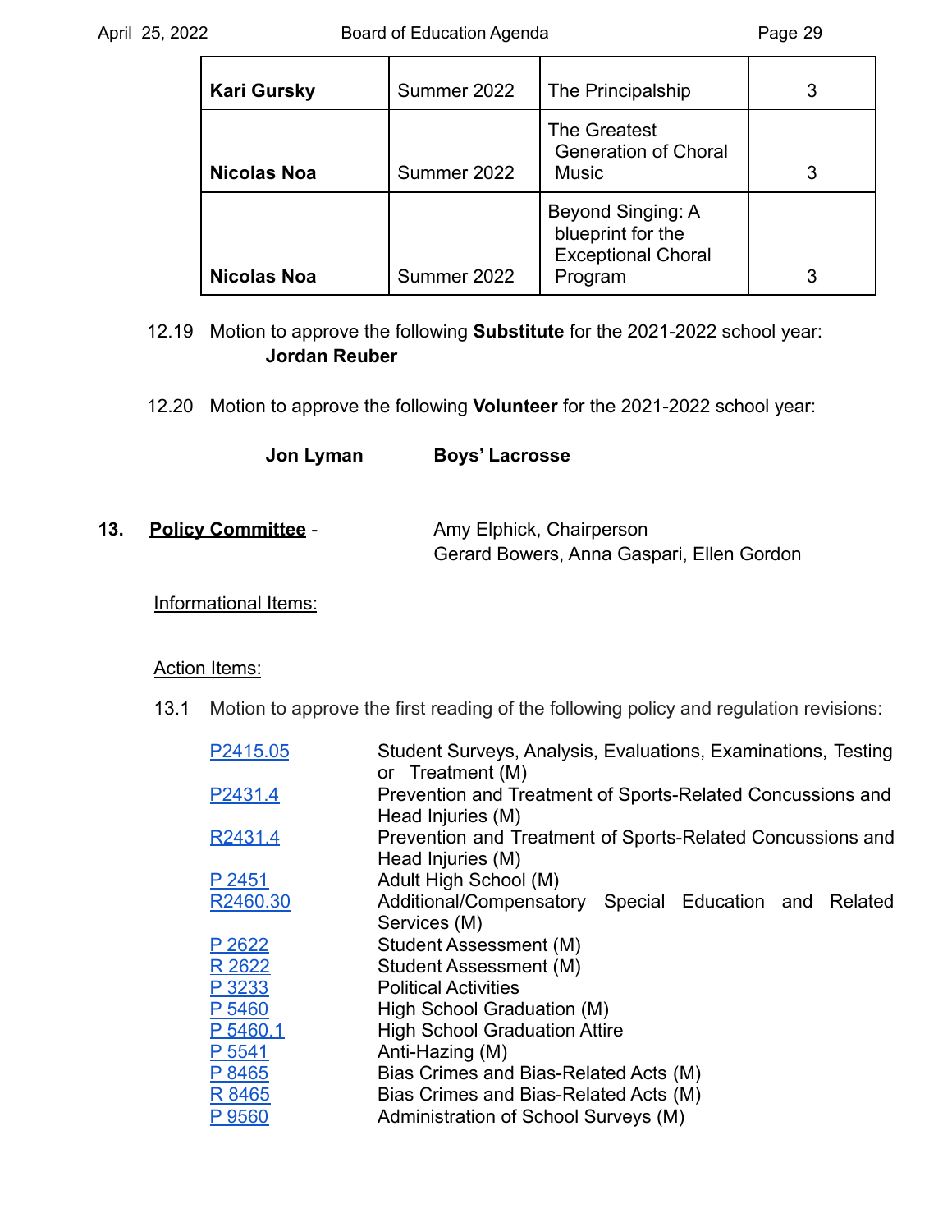| | | | |
|---|---|---|---|
| **Kari Gursky** | Summer 2022 | The Principalship | 3 |
| **Nicolas Noa** | Summer 2022 | The Greatest Generation of Choral Music | 3 |
| **Nicolas Noa** | Summer 2022 | Beyond Singing: A blueprint for the Exceptional Choral Program | 3 |

12.19 Motion to approve the following **Substitute** for the 2021-2022 school year:
**Jordan Reuber**

12.20 Motion to approve the following **Volunteer** for the 2021-2022 school year:

**Jon Lyman** **Boys' Lacrosse**

**13. Policy Committee** - Amy Elphick, Chairperson
Gerard Bowers, Anna Gaspari, Ellen Gordon

Informational Items:

Action Items:

13.1 Motion to approve the first reading of the following policy and regulation revisions:

| | |
|---|---|
| P2415.05 | Student Surveys, Analysis, Evaluations, Examinations, Testing or Treatment (M) |
| P2431.4 | Prevention and Treatment of Sports-Related Concussions and Head Injuries (M) |
| R2431.4 | Prevention and Treatment of Sports-Related Concussions and Head Injuries (M) |
| P 2451 | Adult High School (M) |
| R2460.30 | Additional/Compensatory Special Education and Related Services (M) |
| P 2622 | Student Assessment (M) |
| R 2622 | Student Assessment (M) |
| P 3233 | Political Activities |
| P 5460 | High School Graduation (M) |
| P 5460.1 | High School Graduation Attire |
| P 5541 | Anti-Hazing (M) |
| P 8465 | Bias Crimes and Bias-Related Acts (M) |
| R 8465 | Bias Crimes and Bias-Related Acts (M) |
| P 9560 | Administration of School Surveys (M) |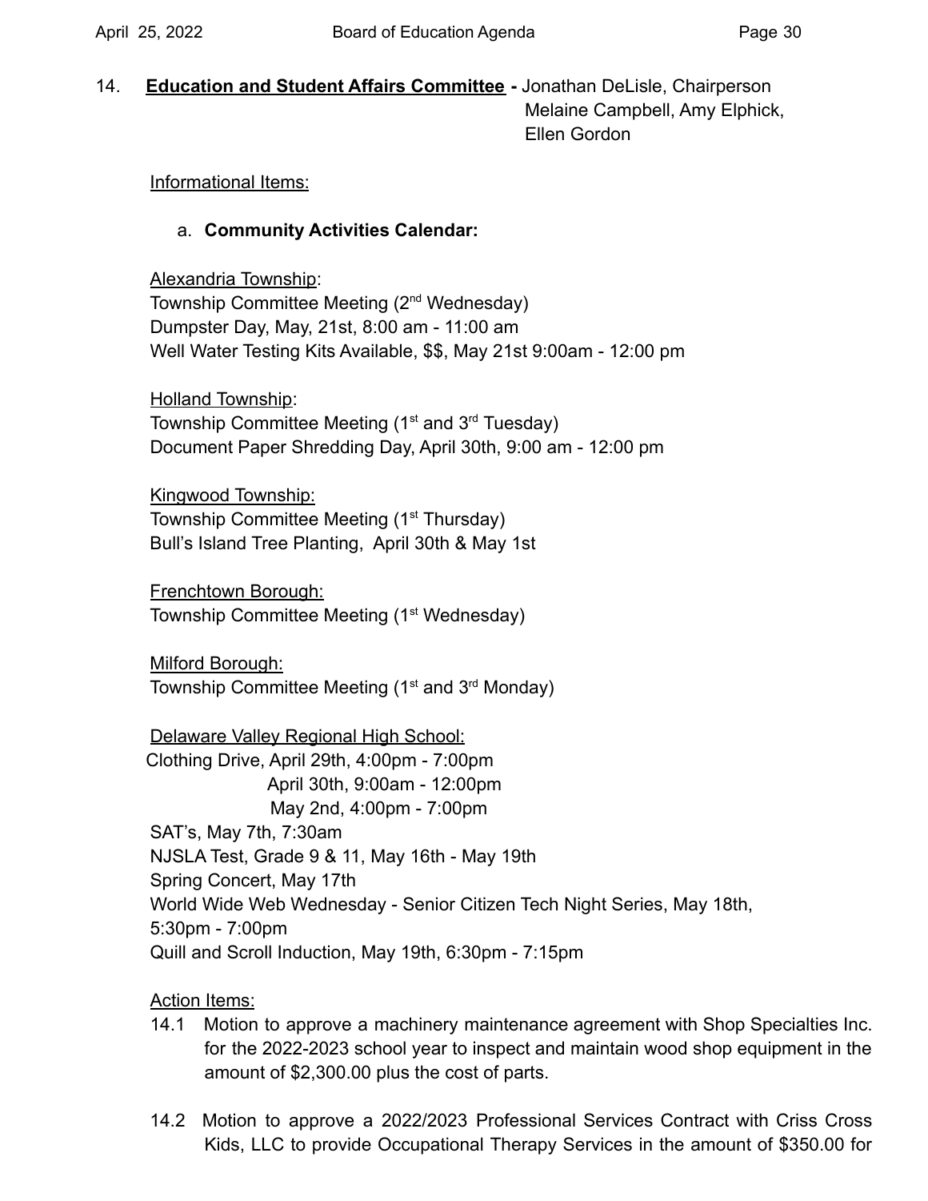14. **Education and Student Affairs Committee -** Jonathan DeLisle, Chairperson
Melaine Campbell, Amy Elphick,
Ellen Gordon

Informational Items:

a. **Community Activities Calendar:**

Alexandria Township:
Township Committee Meeting (2nd Wednesday)
Dumpster Day, May, 21st, 8:00 am - 11:00 am
Well Water Testing Kits Available, $$, May 21st 9:00am - 12:00 pm

Holland Township:
Township Committee Meeting (1st and 3rd Tuesday)
Document Paper Shredding Day, April 30th, 9:00 am - 12:00 pm

Kingwood Township:
Township Committee Meeting (1st Thursday)
Bull's Island Tree Planting, April 30th & May 1st

Frenchtown Borough:
Township Committee Meeting (1st Wednesday)

Milford Borough:
Township Committee Meeting (1st and 3rd Monday)

Delaware Valley Regional High School:
Clothing Drive, April 29th, 4:00pm - 7:00pm
April 30th, 9:00am - 12:00pm
May 2nd, 4:00pm - 7:00pm
SAT's, May 7th, 7:30am
NJSLA Test, Grade 9 & 11, May 16th - May 19th
Spring Concert, May 17th
World Wide Web Wednesday - Senior Citizen Tech Night Series, May 18th,
5:30pm - 7:00pm
Quill and Scroll Induction, May 19th, 6:30pm - 7:15pm

Action Items:

14.1 Motion to approve a machinery maintenance agreement with Shop Specialties Inc. for the 2022-2023 school year to inspect and maintain wood shop equipment in the amount of $2,300.00 plus the cost of parts.

14.2 Motion to approve a 2022/2023 Professional Services Contract with Criss Cross Kids, LLC to provide Occupational Therapy Services in the amount of $350.00 for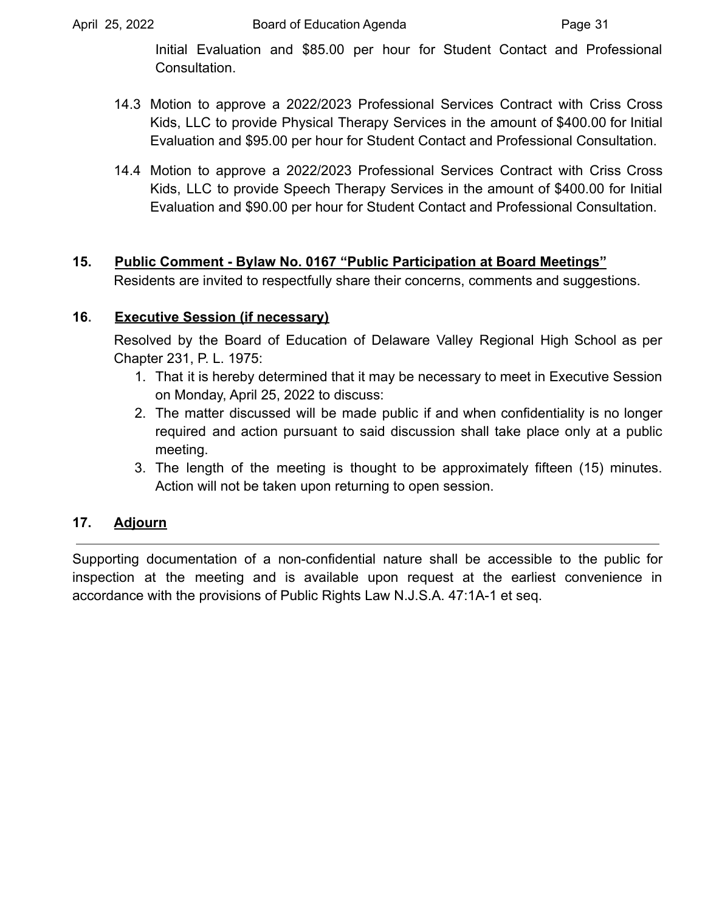Initial Evaluation and $85.00 per hour for Student Contact and Professional Consultation.

14.3 Motion to approve a 2022/2023 Professional Services Contract with Criss Cross Kids, LLC to provide Physical Therapy Services in the amount of $400.00 for Initial Evaluation and $95.00 per hour for Student Contact and Professional Consultation.

14.4 Motion to approve a 2022/2023 Professional Services Contract with Criss Cross Kids, LLC to provide Speech Therapy Services in the amount of $400.00 for Initial Evaluation and $90.00 per hour for Student Contact and Professional Consultation.

**15. <u>Public Comment - Bylaw No. 0167 "Public Participation at Board Meetings"</u>**

Residents are invited to respectfully share their concerns, comments and suggestions.

**16. <u>Executive Session (if necessary)</u>**

Resolved by the Board of Education of Delaware Valley Regional High School as per Chapter 231, P. L. 1975:

1. That it is hereby determined that it may be necessary to meet in Executive Session on Monday, April 25, 2022 to discuss:
2. The matter discussed will be made public if and when confidentiality is no longer required and action pursuant to said discussion shall take place only at a public meeting.
3. The length of the meeting is thought to be approximately fifteen (15) minutes. Action will not be taken upon returning to open session.

**17. <u>Adjourn</u>**

---

Supporting documentation of a non-confidential nature shall be accessible to the public for inspection at the meeting and is available upon request at the earliest convenience in accordance with the provisions of Public Rights Law N.J.S.A. 47:1A-1 et seq.